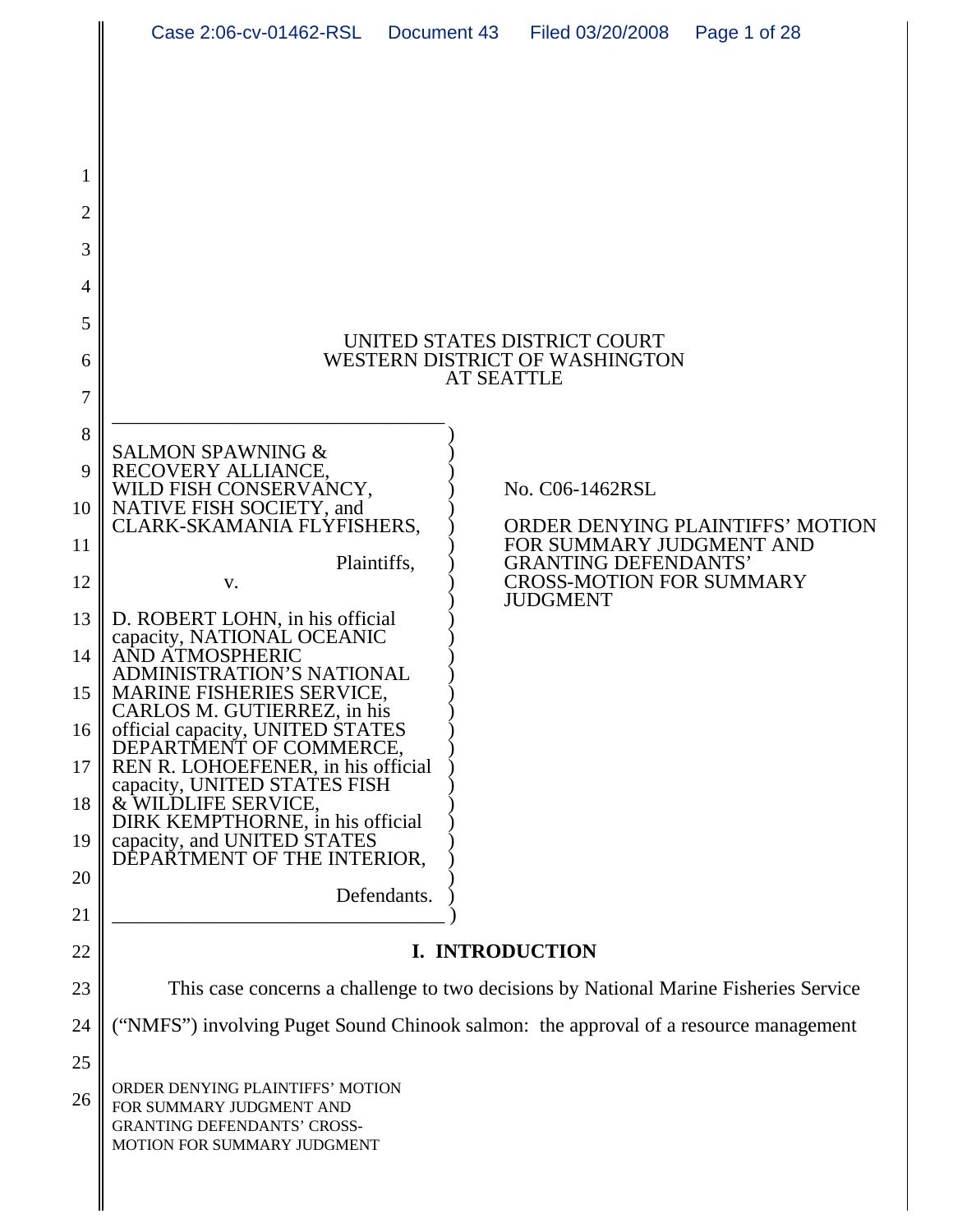UNITED STATES DISTRICT COURT
WESTERN DISTRICT OF WASHINGTON
AT SEATTLE

SALMON SPAWNING & RECOVERY ALLIANCE, WILD FISH CONSERVANCY, NATIVE FISH SOCIETY, and CLARK-SKAMANIA FLYFISHERS,

Plaintiffs,

v.

D. ROBERT LOHN, in his official capacity, NATIONAL OCEANIC AND ATMOSPHERIC ADMINISTRATION'S NATIONAL MARINE FISHERIES SERVICE, CARLOS M. GUTIERREZ, in his official capacity, UNITED STATES DEPARTMENT OF COMMERCE, REN R. LOHOEFENER, in his official capacity, UNITED STATES FISH & WILDLIFE SERVICE, DIRK KEMPTHORNE, in his official capacity, and UNITED STATES DEPARTMENT OF THE INTERIOR,

Defendants.

No. C06-1462RSL

ORDER DENYING PLAINTIFFS' MOTION FOR SUMMARY JUDGMENT AND GRANTING DEFENDANTS' CROSS-MOTION FOR SUMMARY JUDGMENT

## I. INTRODUCTION

This case concerns a challenge to two decisions by National Marine Fisheries Service ("NMFS") involving Puget Sound Chinook salmon: the approval of a resource management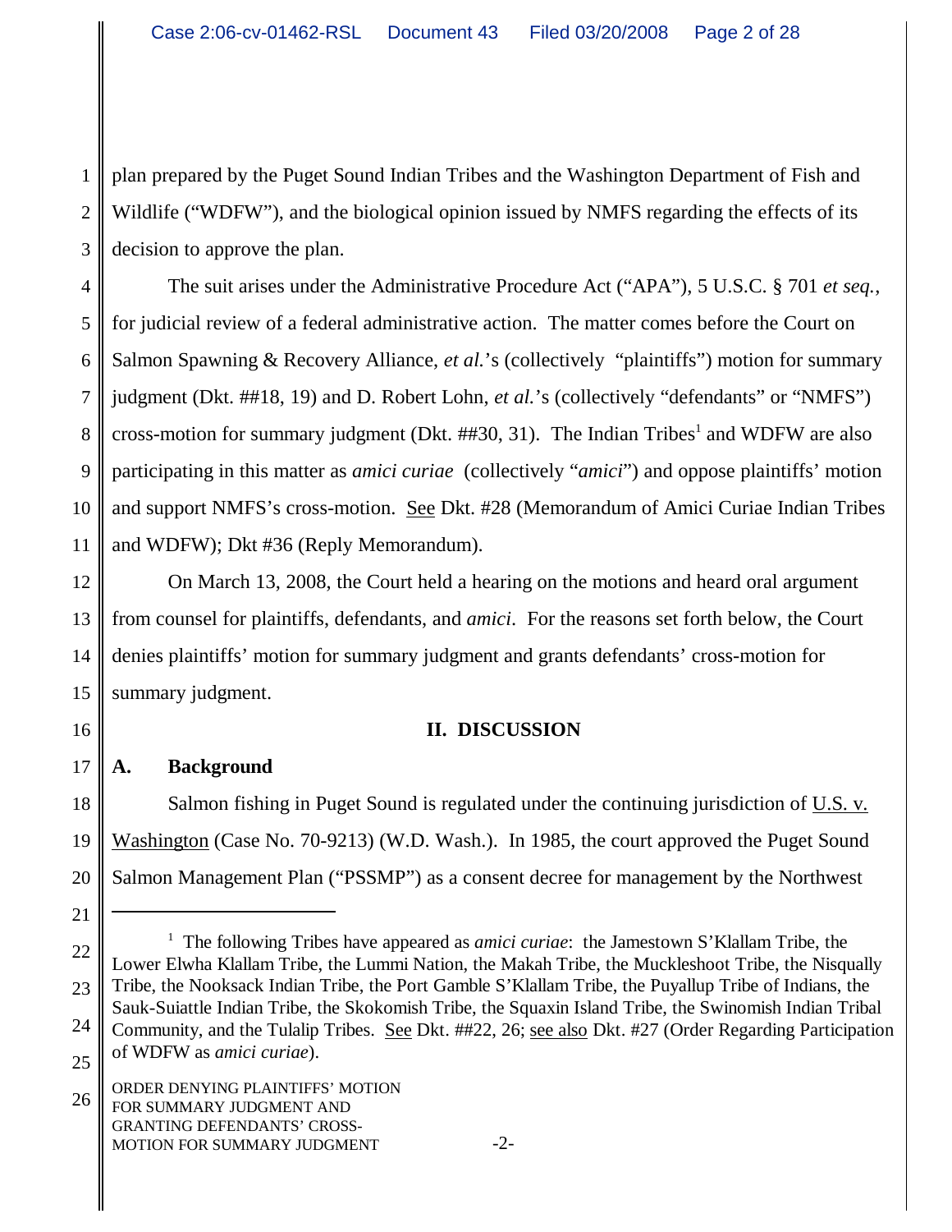plan prepared by the Puget Sound Indian Tribes and the Washington Department of Fish and Wildlife ("WDFW"), and the biological opinion issued by NMFS regarding the effects of its decision to approve the plan.

The suit arises under the Administrative Procedure Act ("APA"), 5 U.S.C. § 701 *et seq.*, for judicial review of a federal administrative action. The matter comes before the Court on Salmon Spawning & Recovery Alliance, *et al.*'s (collectively "plaintiffs") motion for summary judgment (Dkt. ##18, 19) and D. Robert Lohn, *et al.*'s (collectively "defendants" or "NMFS") cross-motion for summary judgment (Dkt. ##30, 31). The Indian Tribes[1] and WDFW are also participating in this matter as *amici curiae* (collectively "*amici*") and oppose plaintiffs' motion and support NMFS's cross-motion. See Dkt. #28 (Memorandum of Amici Curiae Indian Tribes and WDFW); Dkt #36 (Reply Memorandum).

On March 13, 2008, the Court held a hearing on the motions and heard oral argument from counsel for plaintiffs, defendants, and *amici*. For the reasons set forth below, the Court denies plaintiffs' motion for summary judgment and grants defendants' cross-motion for summary judgment.

## II. DISCUSSION

### A. Background

Salmon fishing in Puget Sound is regulated under the continuing jurisdiction of U.S. v. Washington (Case No. 70-9213) (W.D. Wash.). In 1985, the court approved the Puget Sound Salmon Management Plan ("PSSMP") as a consent decree for management by the Northwest

---

[1] The following Tribes have appeared as *amici curiae*: the Jamestown S'Klallam Tribe, the Lower Elwha Klallam Tribe, the Lummi Nation, the Makah Tribe, the Muckleshoot Tribe, the Nisqually Tribe, the Nooksack Indian Tribe, the Port Gamble S'Klallam Tribe, the Puyallup Tribe of Indians, the Sauk-Suiattle Indian Tribe, the Skokomish Tribe, the Squaxin Island Tribe, the Swinomish Indian Tribal Community, and the Tulalip Tribes. See Dkt. ##22, 26; see also Dkt. #27 (Order Regarding Participation of WDFW as *amici curiae*).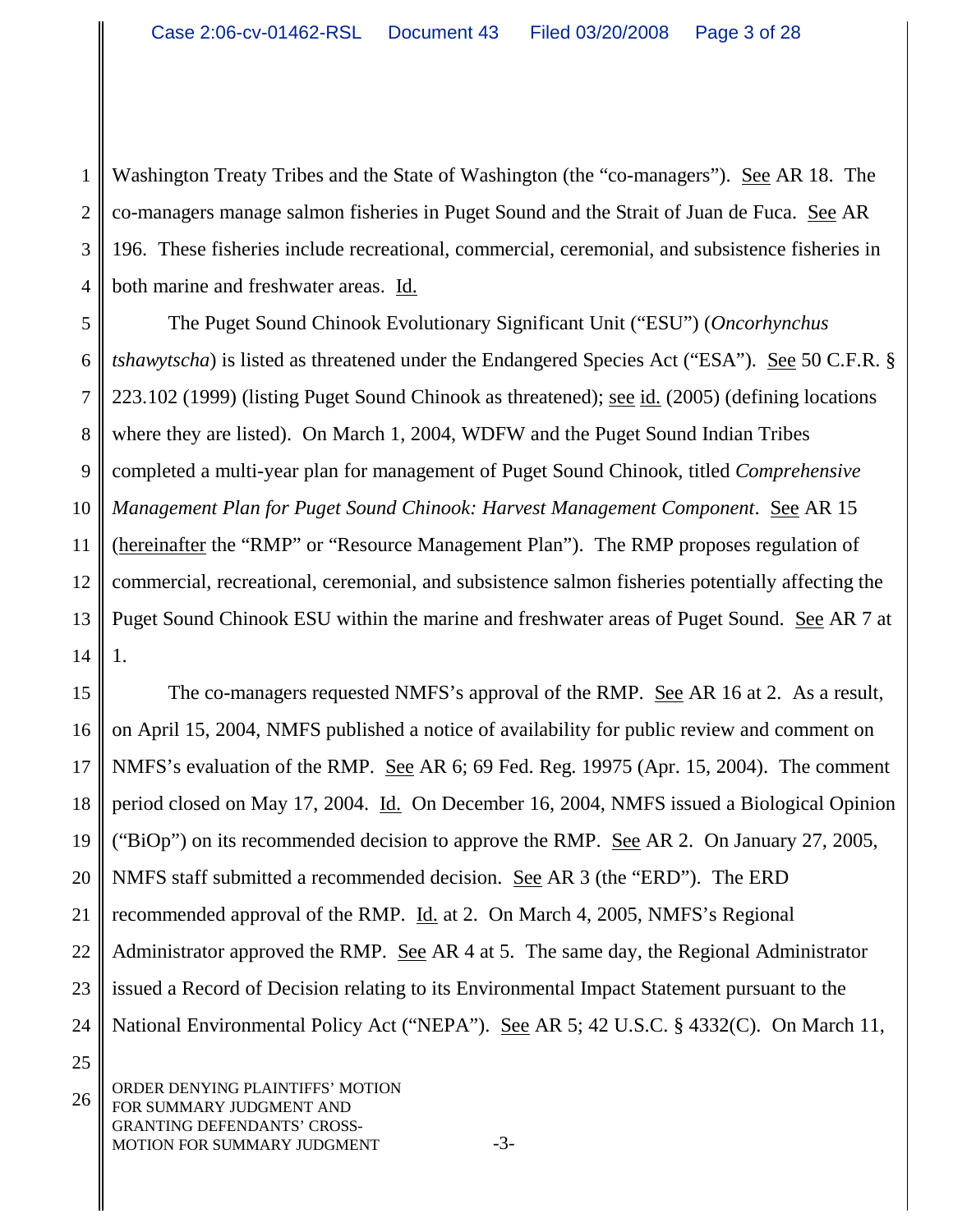Washington Treaty Tribes and the State of Washington (the "co-managers"). See AR 18. The co-managers manage salmon fisheries in Puget Sound and the Strait of Juan de Fuca. See AR 196. These fisheries include recreational, commercial, ceremonial, and subsistence fisheries in both marine and freshwater areas. Id.

The Puget Sound Chinook Evolutionary Significant Unit ("ESU") (*Oncorhynchus tshawytscha*) is listed as threatened under the Endangered Species Act ("ESA"). See 50 C.F.R. § 223.102 (1999) (listing Puget Sound Chinook as threatened); see id. (2005) (defining locations where they are listed). On March 1, 2004, WDFW and the Puget Sound Indian Tribes completed a multi-year plan for management of Puget Sound Chinook, titled *Comprehensive Management Plan for Puget Sound Chinook: Harvest Management Component*. See AR 15 (hereinafter the "RMP" or "Resource Management Plan"). The RMP proposes regulation of commercial, recreational, ceremonial, and subsistence salmon fisheries potentially affecting the Puget Sound Chinook ESU within the marine and freshwater areas of Puget Sound. See AR 7 at 1.

The co-managers requested NMFS's approval of the RMP. See AR 16 at 2. As a result, on April 15, 2004, NMFS published a notice of availability for public review and comment on NMFS's evaluation of the RMP. See AR 6; 69 Fed. Reg. 19975 (Apr. 15, 2004). The comment period closed on May 17, 2004. Id. On December 16, 2004, NMFS issued a Biological Opinion ("BiOp") on its recommended decision to approve the RMP. See AR 2. On January 27, 2005, NMFS staff submitted a recommended decision. See AR 3 (the "ERD"). The ERD recommended approval of the RMP. Id. at 2. On March 4, 2005, NMFS's Regional Administrator approved the RMP. See AR 4 at 5. The same day, the Regional Administrator issued a Record of Decision relating to its Environmental Impact Statement pursuant to the National Environmental Policy Act ("NEPA"). See AR 5; 42 U.S.C. § 4332(C). On March 11,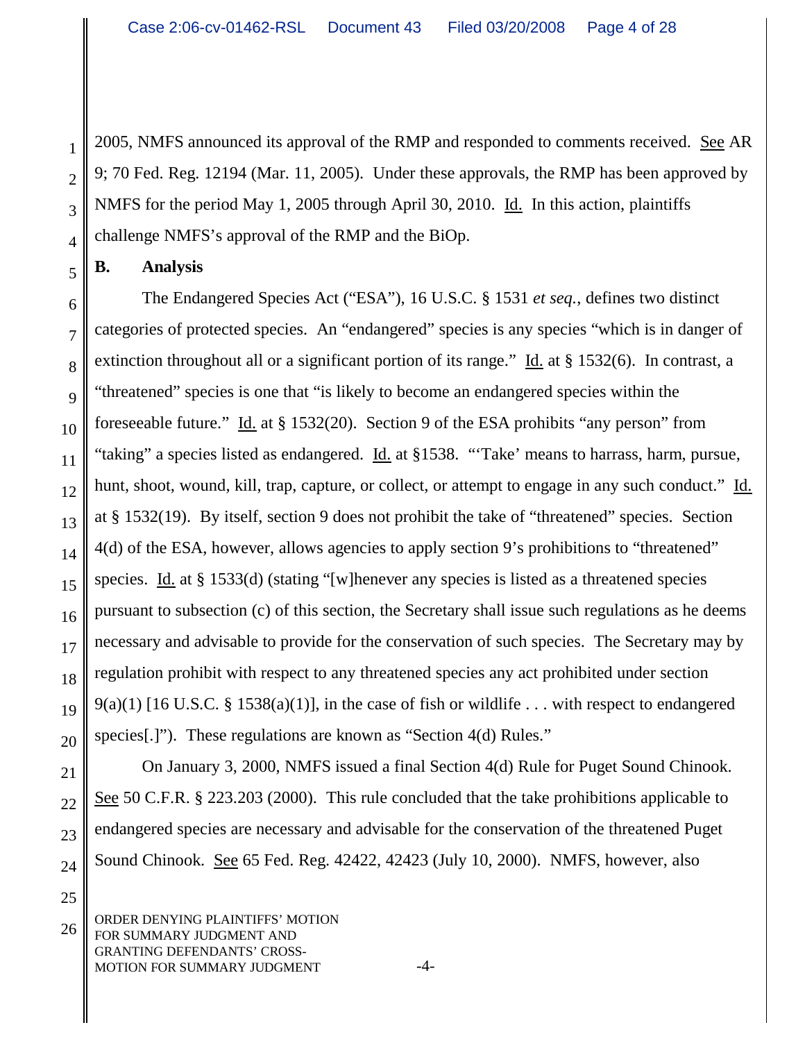2005, NMFS announced its approval of the RMP and responded to comments received. See AR 9; 70 Fed. Reg. 12194 (Mar. 11, 2005). Under these approvals, the RMP has been approved by NMFS for the period May 1, 2005 through April 30, 2010. Id. In this action, plaintiffs challenge NMFS's approval of the RMP and the BiOp.

## B. Analysis

The Endangered Species Act ("ESA"), 16 U.S.C. § 1531 *et seq.*, defines two distinct categories of protected species. An "endangered" species is any species "which is in danger of extinction throughout all or a significant portion of its range." Id. at § 1532(6). In contrast, a "threatened" species is one that "is likely to become an endangered species within the foreseeable future." Id. at § 1532(20). Section 9 of the ESA prohibits "any person" from "taking" a species listed as endangered. Id. at §1538. "'Take' means to harrass, harm, pursue, hunt, shoot, wound, kill, trap, capture, or collect, or attempt to engage in any such conduct." Id. at § 1532(19). By itself, section 9 does not prohibit the take of "threatened" species. Section 4(d) of the ESA, however, allows agencies to apply section 9's prohibitions to "threatened" species. Id. at § 1533(d) (stating "[w]henever any species is listed as a threatened species pursuant to subsection (c) of this section, the Secretary shall issue such regulations as he deems necessary and advisable to provide for the conservation of such species. The Secretary may by regulation prohibit with respect to any threatened species any act prohibited under section 9(a)(1) [16 U.S.C. § 1538(a)(1)], in the case of fish or wildlife . . . with respect to endangered species[.]"). These regulations are known as "Section 4(d) Rules."

On January 3, 2000, NMFS issued a final Section 4(d) Rule for Puget Sound Chinook. See 50 C.F.R. § 223.203 (2000). This rule concluded that the take prohibitions applicable to endangered species are necessary and advisable for the conservation of the threatened Puget Sound Chinook. See 65 Fed. Reg. 42422, 42423 (July 10, 2000). NMFS, however, also

ORDER DENYING PLAINTIFFS' MOTION FOR SUMMARY JUDGMENT AND GRANTING DEFENDANTS' CROSS-MOTION FOR SUMMARY JUDGMENT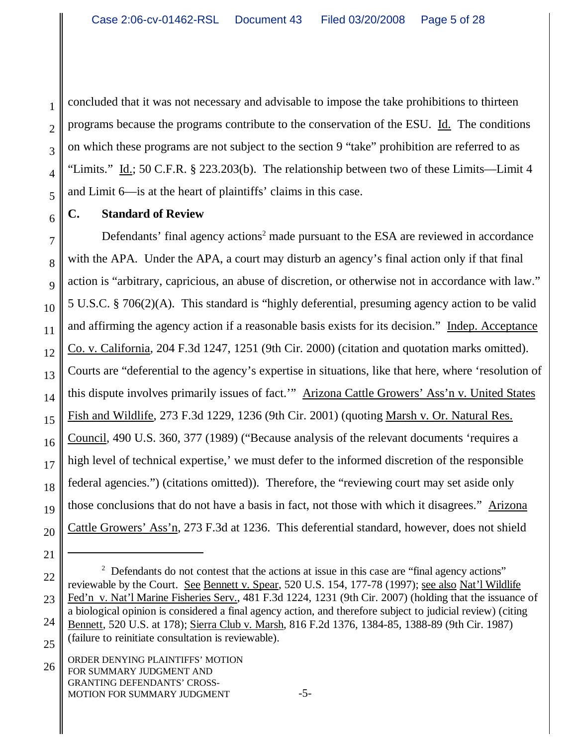concluded that it was not necessary and advisable to impose the take prohibitions to thirteen programs because the programs contribute to the conservation of the ESU. Id. The conditions on which these programs are not subject to the section 9 "take" prohibition are referred to as "Limits." Id.; 50 C.F.R. § 223.203(b). The relationship between two of these Limits—Limit 4 and Limit 6—is at the heart of plaintiffs' claims in this case.

### C. Standard of Review

Defendants' final agency actions[2] made pursuant to the ESA are reviewed in accordance with the APA. Under the APA, a court may disturb an agency's final action only if that final action is "arbitrary, capricious, an abuse of discretion, or otherwise not in accordance with law." 5 U.S.C. § 706(2)(A). This standard is "highly deferential, presuming agency action to be valid and affirming the agency action if a reasonable basis exists for its decision." Indep. Acceptance Co. v. California, 204 F.3d 1247, 1251 (9th Cir. 2000) (citation and quotation marks omitted). Courts are "deferential to the agency's expertise in situations, like that here, where 'resolution of this dispute involves primarily issues of fact.'" Arizona Cattle Growers' Ass'n v. United States Fish and Wildlife, 273 F.3d 1229, 1236 (9th Cir. 2001) (quoting Marsh v. Or. Natural Res. Council, 490 U.S. 360, 377 (1989) ("Because analysis of the relevant documents 'requires a high level of technical expertise,' we must defer to the informed discretion of the responsible federal agencies.") (citations omitted)). Therefore, the "reviewing court may set aside only those conclusions that do not have a basis in fact, not those with which it disagrees." Arizona Cattle Growers' Ass'n, 273 F.3d at 1236. This deferential standard, however, does not shield

---

[2] Defendants do not contest that the actions at issue in this case are "final agency actions" reviewable by the Court. See Bennett v. Spear, 520 U.S. 154, 177-78 (1997); see also Nat'l Wildlife Fed'n v. Nat'l Marine Fisheries Serv., 481 F.3d 1224, 1231 (9th Cir. 2007) (holding that the issuance of a biological opinion is considered a final agency action, and therefore subject to judicial review) (citing Bennett, 520 U.S. at 178); Sierra Club v. Marsh, 816 F.2d 1376, 1384-85, 1388-89 (9th Cir. 1987) (failure to reinitiate consultation is reviewable).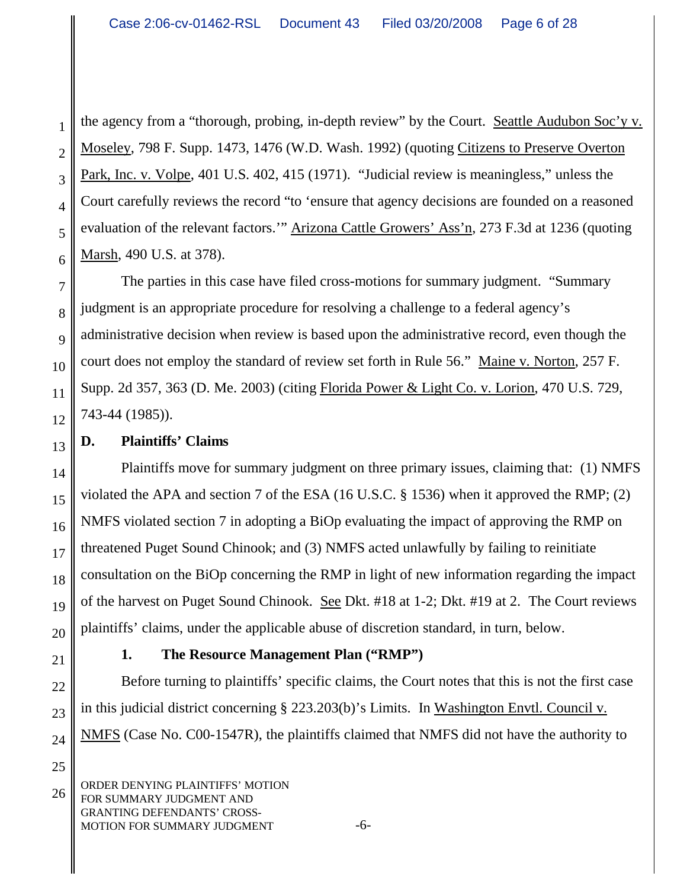the agency from a "thorough, probing, in-depth review" by the Court. Seattle Audubon Soc'y v. Moseley, 798 F. Supp. 1473, 1476 (W.D. Wash. 1992) (quoting Citizens to Preserve Overton Park, Inc. v. Volpe, 401 U.S. 402, 415 (1971). "Judicial review is meaningless," unless the Court carefully reviews the record "to 'ensure that agency decisions are founded on a reasoned evaluation of the relevant factors.'" Arizona Cattle Growers' Ass'n, 273 F.3d at 1236 (quoting Marsh, 490 U.S. at 378).

The parties in this case have filed cross-motions for summary judgment. "Summary judgment is an appropriate procedure for resolving a challenge to a federal agency's administrative decision when review is based upon the administrative record, even though the court does not employ the standard of review set forth in Rule 56." Maine v. Norton, 257 F. Supp. 2d 357, 363 (D. Me. 2003) (citing Florida Power & Light Co. v. Lorion, 470 U.S. 729, 743-44 (1985)).

**D. Plaintiffs' Claims**

Plaintiffs move for summary judgment on three primary issues, claiming that: (1) NMFS violated the APA and section 7 of the ESA (16 U.S.C. § 1536) when it approved the RMP; (2) NMFS violated section 7 in adopting a BiOp evaluating the impact of approving the RMP on threatened Puget Sound Chinook; and (3) NMFS acted unlawfully by failing to reinitiate consultation on the BiOp concerning the RMP in light of new information regarding the impact of the harvest on Puget Sound Chinook. See Dkt. #18 at 1-2; Dkt. #19 at 2. The Court reviews plaintiffs' claims, under the applicable abuse of discretion standard, in turn, below.

**1. The Resource Management Plan ("RMP")**

Before turning to plaintiffs' specific claims, the Court notes that this is not the first case in this judicial district concerning § 223.203(b)'s Limits. In Washington Envtl. Council v. NMFS (Case No. C00-1547R), the plaintiffs claimed that NMFS did not have the authority to

ORDER DENYING PLAINTIFFS' MOTION FOR SUMMARY JUDGMENT AND GRANTING DEFENDANTS' CROSS-MOTION FOR SUMMARY JUDGMENT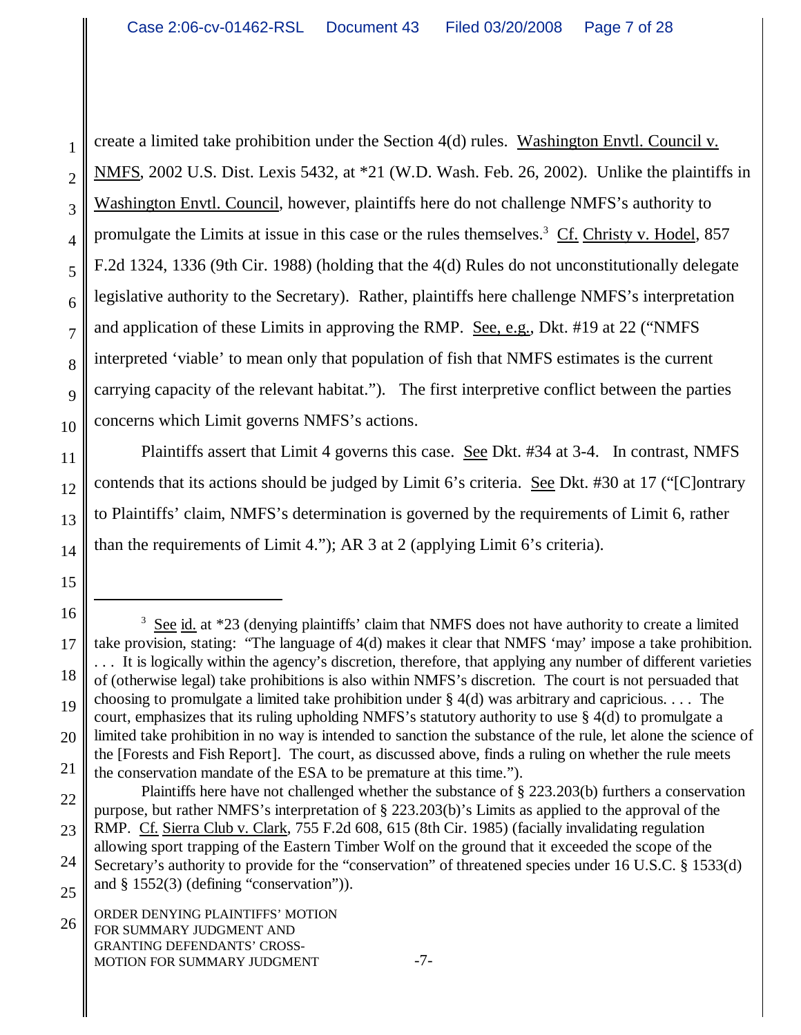create a limited take prohibition under the Section 4(d) rules. Washington Envtl. Council v. NMFS, 2002 U.S. Dist. Lexis 5432, at *21 (W.D. Wash. Feb. 26, 2002). Unlike the plaintiffs in Washington Envtl. Council, however, plaintiffs here do not challenge NMFS's authority to promulgate the Limits at issue in this case or the rules themselves.[3] Cf. Christy v. Hodel, 857 F.2d 1324, 1336 (9th Cir. 1988) (holding that the 4(d) Rules do not unconstitutionally delegate legislative authority to the Secretary). Rather, plaintiffs here challenge NMFS's interpretation and application of these Limits in approving the RMP. See, e.g., Dkt. #19 at 22 ("NMFS interpreted 'viable' to mean only that population of fish that NMFS estimates is the current carrying capacity of the relevant habitat."). The first interpretive conflict between the parties concerns which Limit governs NMFS's actions.

Plaintiffs assert that Limit 4 governs this case. See Dkt. #34 at 3-4. In contrast, NMFS contends that its actions should be judged by Limit 6's criteria. See Dkt. #30 at 17 ("[C]ontrary to Plaintiffs' claim, NMFS's determination is governed by the requirements of Limit 6, rather than the requirements of Limit 4."); AR 3 at 2 (applying Limit 6's criteria).

---

[3] See id. at *23 (denying plaintiffs' claim that NMFS does not have authority to create a limited take provision, stating: "The language of 4(d) makes it clear that NMFS 'may' impose a take prohibition. . . . It is logically within the agency's discretion, therefore, that applying any number of different varieties of (otherwise legal) take prohibitions is also within NMFS's discretion. The court is not persuaded that choosing to promulgate a limited take prohibition under § 4(d) was arbitrary and capricious. . . . The court, emphasizes that its ruling upholding NMFS's statutory authority to use § 4(d) to promulgate a limited take prohibition in no way is intended to sanction the substance of the rule, let alone the science of the [Forests and Fish Report]. The court, as discussed above, finds a ruling on whether the rule meets the conservation mandate of the ESA to be premature at this time.").

Plaintiffs here have not challenged whether the substance of § 223.203(b) furthers a conservation purpose, but rather NMFS's interpretation of § 223.203(b)'s Limits as applied to the approval of the RMP. Cf. Sierra Club v. Clark, 755 F.2d 608, 615 (8th Cir. 1985) (facially invalidating regulation allowing sport trapping of the Eastern Timber Wolf on the ground that it exceeded the scope of the Secretary's authority to provide for the "conservation" of threatened species under 16 U.S.C. § 1533(d) and § 1552(3) (defining "conservation")).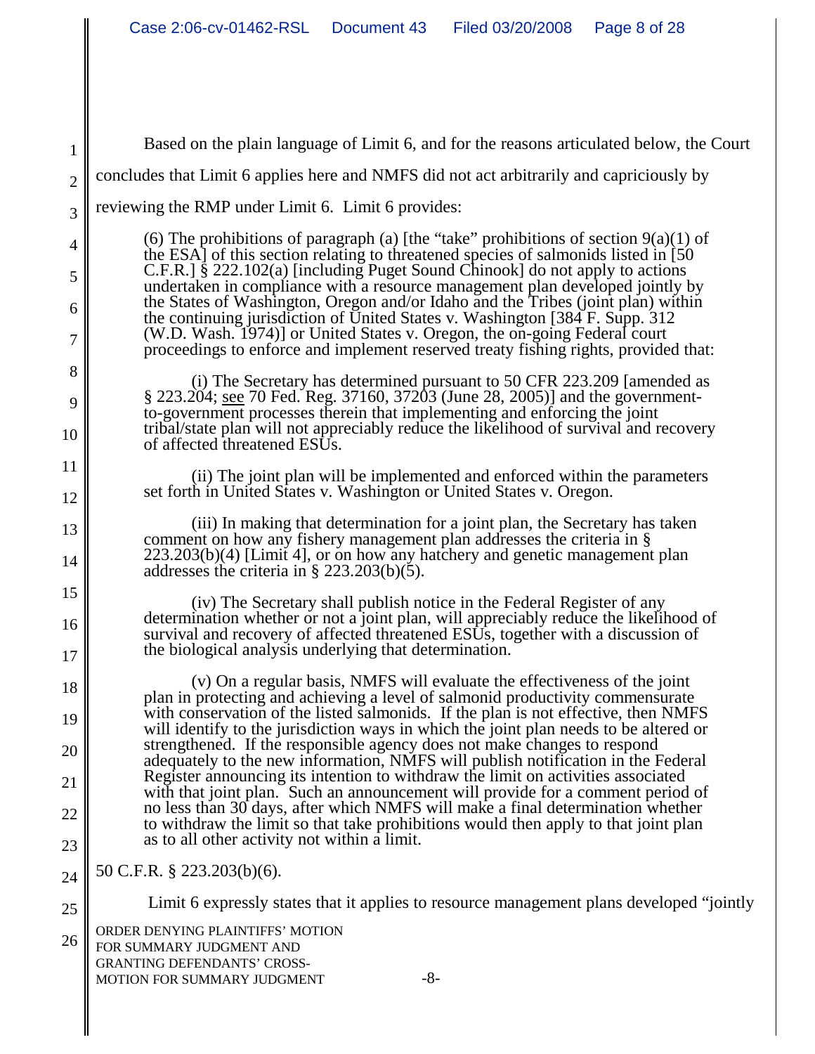Based on the plain language of Limit 6, and for the reasons articulated below, the Court concludes that Limit 6 applies here and NMFS did not act arbitrarily and capriciously by reviewing the RMP under Limit 6. Limit 6 provides:

> (6) The prohibitions of paragraph (a) [the "take" prohibitions of section 9(a)(1) of the ESA] of this section relating to threatened species of salmonids listed in [50 C.F.R.] § 222.102(a) [including Puget Sound Chinook] do not apply to actions undertaken in compliance with a resource management plan developed jointly by the States of Washington, Oregon and/or Idaho and the Tribes (joint plan) within the continuing jurisdiction of United States v. Washington [384 F. Supp. 312 (W.D. Wash. 1974)] or United States v. Oregon, the on-going Federal court proceedings to enforce and implement reserved treaty fishing rights, provided that:
>
> (i) The Secretary has determined pursuant to 50 CFR 223.209 [amended as § 223.204; see 70 Fed. Reg. 37160, 37203 (June 28, 2005)] and the government-to-government processes therein that implementing and enforcing the joint tribal/state plan will not appreciably reduce the likelihood of survival and recovery of affected threatened ESUs.
>
> (ii) The joint plan will be implemented and enforced within the parameters set forth in United States v. Washington or United States v. Oregon.
>
> (iii) In making that determination for a joint plan, the Secretary has taken comment on how any fishery management plan addresses the criteria in § 223.203(b)(4) [Limit 4], or on how any hatchery and genetic management plan addresses the criteria in § 223.203(b)(5).
>
> (iv) The Secretary shall publish notice in the Federal Register of any determination whether or not a joint plan, will appreciably reduce the likelihood of survival and recovery of affected threatened ESUs, together with a discussion of the biological analysis underlying that determination.
>
> (v) On a regular basis, NMFS will evaluate the effectiveness of the joint plan in protecting and achieving a level of salmonid productivity commensurate with conservation of the listed salmonids. If the plan is not effective, then NMFS will identify to the jurisdiction ways in which the joint plan needs to be altered or strengthened. If the responsible agency does not make changes to respond adequately to the new information, NMFS will publish notification in the Federal Register announcing its intention to withdraw the limit on activities associated with that joint plan. Such an announcement will provide for a comment period of no less than 30 days, after which NMFS will make a final determination whether to withdraw the limit so that take prohibitions would then apply to that joint plan as to all other activity not within a limit.

50 C.F.R. § 223.203(b)(6).

Limit 6 expressly states that it applies to resource management plans developed "jointly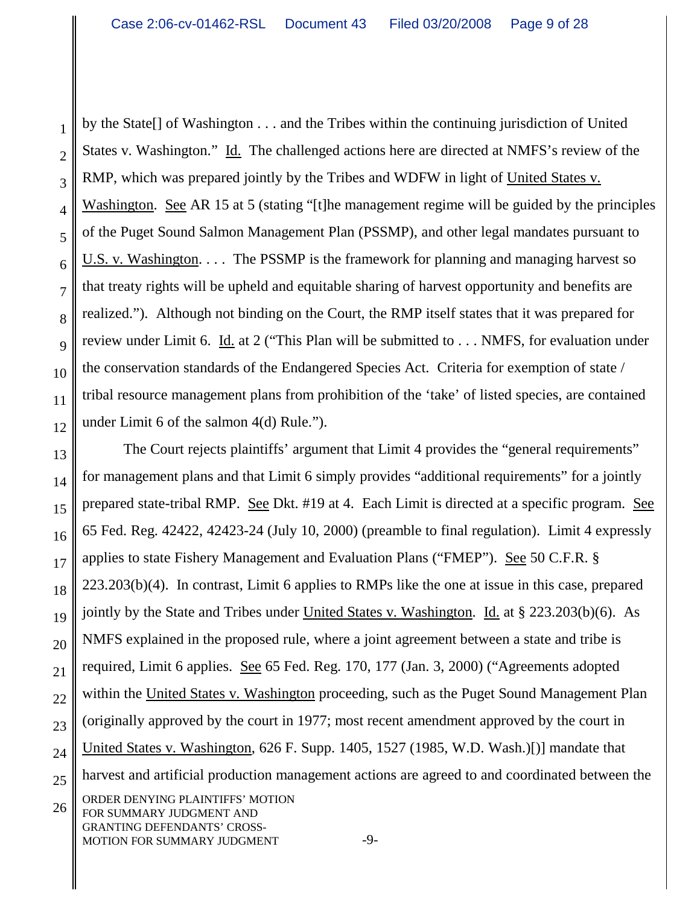by the State[] of Washington . . . and the Tribes within the continuing jurisdiction of United States v. Washington." Id. The challenged actions here are directed at NMFS's review of the RMP, which was prepared jointly by the Tribes and WDFW in light of United States v. Washington. See AR 15 at 5 (stating "[t]he management regime will be guided by the principles of the Puget Sound Salmon Management Plan (PSSMP), and other legal mandates pursuant to U.S. v. Washington. . . . The PSSMP is the framework for planning and managing harvest so that treaty rights will be upheld and equitable sharing of harvest opportunity and benefits are realized."). Although not binding on the Court, the RMP itself states that it was prepared for review under Limit 6. Id. at 2 ("This Plan will be submitted to . . . NMFS, for evaluation under the conservation standards of the Endangered Species Act. Criteria for exemption of state / tribal resource management plans from prohibition of the 'take' of listed species, are contained under Limit 6 of the salmon 4(d) Rule.").

The Court rejects plaintiffs' argument that Limit 4 provides the "general requirements" for management plans and that Limit 6 simply provides "additional requirements" for a jointly prepared state-tribal RMP. See Dkt. #19 at 4. Each Limit is directed at a specific program. See 65 Fed. Reg. 42422, 42423-24 (July 10, 2000) (preamble to final regulation). Limit 4 expressly applies to state Fishery Management and Evaluation Plans ("FMEP"). See 50 C.F.R. § 223.203(b)(4). In contrast, Limit 6 applies to RMPs like the one at issue in this case, prepared jointly by the State and Tribes under United States v. Washington. Id. at § 223.203(b)(6). As NMFS explained in the proposed rule, where a joint agreement between a state and tribe is required, Limit 6 applies. See 65 Fed. Reg. 170, 177 (Jan. 3, 2000) ("Agreements adopted within the United States v. Washington proceeding, such as the Puget Sound Management Plan (originally approved by the court in 1977; most recent amendment approved by the court in United States v. Washington, 626 F. Supp. 1405, 1527 (1985, W.D. Wash.)[)] mandate that harvest and artificial production management actions are agreed to and coordinated between the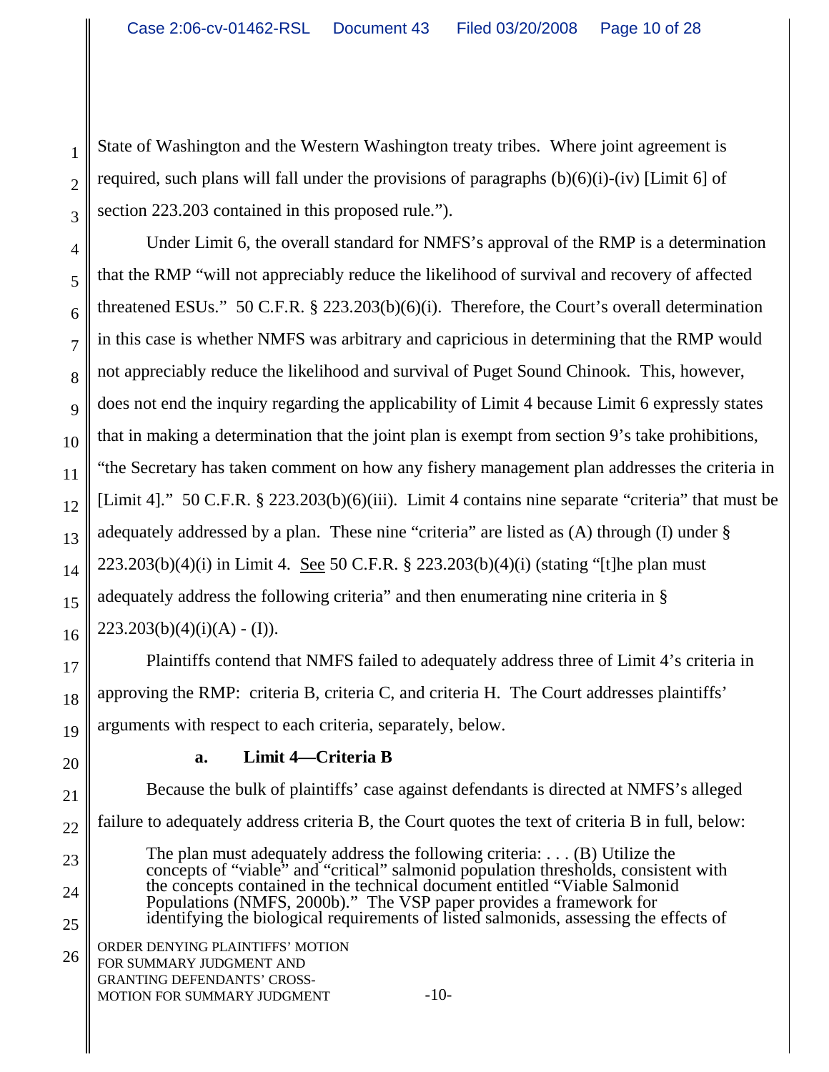State of Washington and the Western Washington treaty tribes. Where joint agreement is required, such plans will fall under the provisions of paragraphs (b)(6)(i)-(iv) [Limit 6] of section 223.203 contained in this proposed rule.").

Under Limit 6, the overall standard for NMFS's approval of the RMP is a determination that the RMP "will not appreciably reduce the likelihood of survival and recovery of affected threatened ESUs." 50 C.F.R. § 223.203(b)(6)(i). Therefore, the Court's overall determination in this case is whether NMFS was arbitrary and capricious in determining that the RMP would not appreciably reduce the likelihood and survival of Puget Sound Chinook. This, however, does not end the inquiry regarding the applicability of Limit 4 because Limit 6 expressly states that in making a determination that the joint plan is exempt from section 9's take prohibitions, "the Secretary has taken comment on how any fishery management plan addresses the criteria in [Limit 4]." 50 C.F.R. § 223.203(b)(6)(iii). Limit 4 contains nine separate "criteria" that must be adequately addressed by a plan. These nine "criteria" are listed as (A) through (I) under § 223.203(b)(4)(i) in Limit 4. See 50 C.F.R. § 223.203(b)(4)(i) (stating "[t]he plan must adequately address the following criteria" and then enumerating nine criteria in § 223.203(b)(4)(i)(A) - (I)).

Plaintiffs contend that NMFS failed to adequately address three of Limit 4's criteria in approving the RMP: criteria B, criteria C, and criteria H. The Court addresses plaintiffs' arguments with respect to each criteria, separately, below.

**a. Limit 4—Criteria B**

Because the bulk of plaintiffs' case against defendants is directed at NMFS's alleged failure to adequately address criteria B, the Court quotes the text of criteria B in full, below:

> The plan must adequately address the following criteria: . . . (B) Utilize the concepts of "viable" and "critical" salmonid population thresholds, consistent with the concepts contained in the technical document entitled "Viable Salmonid Populations (NMFS, 2000b)." The VSP paper provides a framework for identifying the biological requirements of listed salmonids, assessing the effects of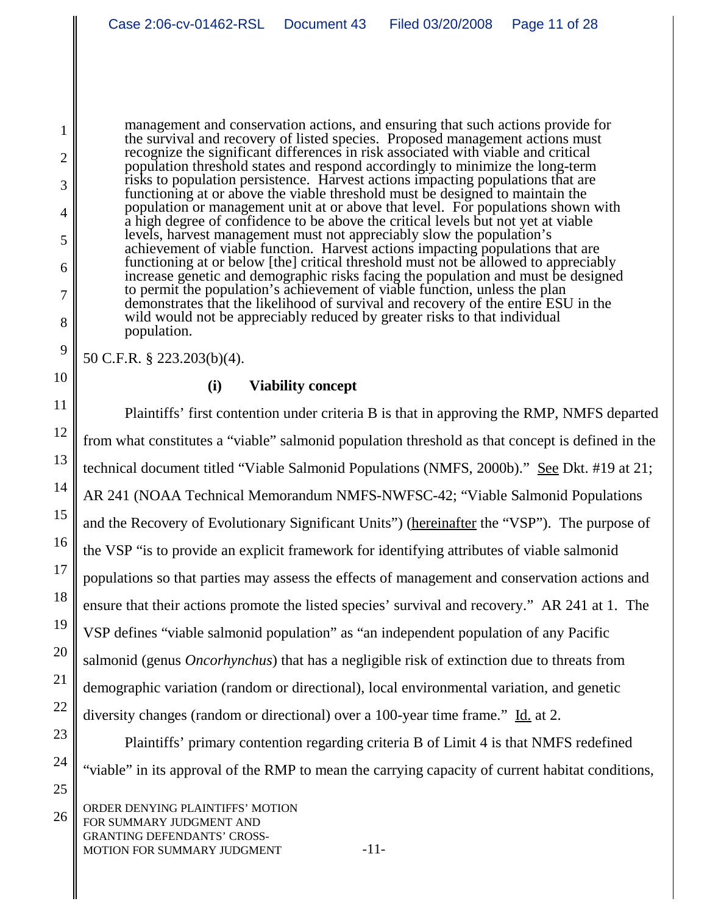> management and conservation actions, and ensuring that such actions provide for the survival and recovery of listed species. Proposed management actions must recognize the significant differences in risk associated with viable and critical population threshold states and respond accordingly to minimize the long-term risks to population persistence. Harvest actions impacting populations that are functioning at or above the viable threshold must be designed to maintain the population or management unit at or above that level. For populations shown with a high degree of confidence to be above the critical levels but not yet at viable levels, harvest management must not appreciably slow the population's achievement of viable function. Harvest actions impacting populations that are functioning at or below [the] critical threshold must not be allowed to appreciably increase genetic and demographic risks facing the population and must be designed to permit the population's achievement of viable function, unless the plan demonstrates that the likelihood of survival and recovery of the entire ESU in the wild would not be appreciably reduced by greater risks to that individual population.

50 C.F.R. § 223.203(b)(4).

**(i) Viability concept**

Plaintiffs' first contention under criteria B is that in approving the RMP, NMFS departed from what constitutes a "viable" salmonid population threshold as that concept is defined in the technical document titled "Viable Salmonid Populations (NMFS, 2000b)." See Dkt. #19 at 21; AR 241 (NOAA Technical Memorandum NMFS-NWFSC-42; "Viable Salmonid Populations and the Recovery of Evolutionary Significant Units") (hereinafter the "VSP"). The purpose of the VSP "is to provide an explicit framework for identifying attributes of viable salmonid populations so that parties may assess the effects of management and conservation actions and ensure that their actions promote the listed species' survival and recovery." AR 241 at 1. The VSP defines "viable salmonid population" as "an independent population of any Pacific salmonid (genus *Oncorhynchus*) that has a negligible risk of extinction due to threats from demographic variation (random or directional), local environmental variation, and genetic diversity changes (random or directional) over a 100-year time frame." Id. at 2.

Plaintiffs' primary contention regarding criteria B of Limit 4 is that NMFS redefined "viable" in its approval of the RMP to mean the carrying capacity of current habitat conditions,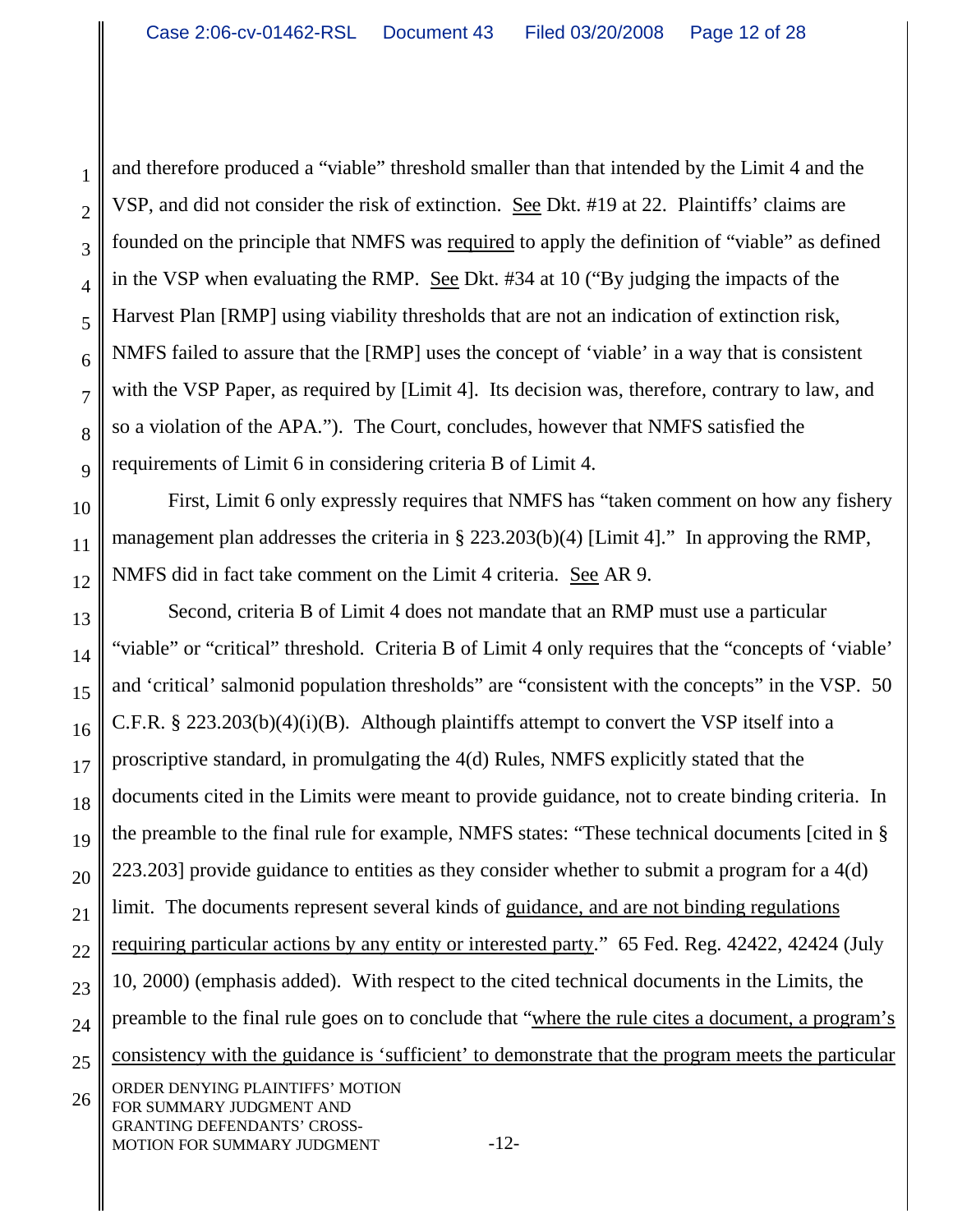and therefore produced a "viable" threshold smaller than that intended by the Limit 4 and the VSP, and did not consider the risk of extinction. See Dkt. #19 at 22. Plaintiffs' claims are founded on the principle that NMFS was required to apply the definition of "viable" as defined in the VSP when evaluating the RMP. See Dkt. #34 at 10 ("By judging the impacts of the Harvest Plan [RMP] using viability thresholds that are not an indication of extinction risk, NMFS failed to assure that the [RMP] uses the concept of 'viable' in a way that is consistent with the VSP Paper, as required by [Limit 4]. Its decision was, therefore, contrary to law, and so a violation of the APA."). The Court, concludes, however that NMFS satisfied the requirements of Limit 6 in considering criteria B of Limit 4.

First, Limit 6 only expressly requires that NMFS has "taken comment on how any fishery management plan addresses the criteria in § 223.203(b)(4) [Limit 4]." In approving the RMP, NMFS did in fact take comment on the Limit 4 criteria. See AR 9.

Second, criteria B of Limit 4 does not mandate that an RMP must use a particular "viable" or "critical" threshold. Criteria B of Limit 4 only requires that the "concepts of 'viable' and 'critical' salmonid population thresholds" are "consistent with the concepts" in the VSP. 50 C.F.R. § 223.203(b)(4)(i)(B). Although plaintiffs attempt to convert the VSP itself into a proscriptive standard, in promulgating the 4(d) Rules, NMFS explicitly stated that the documents cited in the Limits were meant to provide guidance, not to create binding criteria. In the preamble to the final rule for example, NMFS states: "These technical documents [cited in § 223.203] provide guidance to entities as they consider whether to submit a program for a 4(d) limit. The documents represent several kinds of guidance, and are not binding regulations requiring particular actions by any entity or interested party." 65 Fed. Reg. 42422, 42424 (July 10, 2000) (emphasis added). With respect to the cited technical documents in the Limits, the preamble to the final rule goes on to conclude that "where the rule cites a document, a program's consistency with the guidance is 'sufficient' to demonstrate that the program meets the particular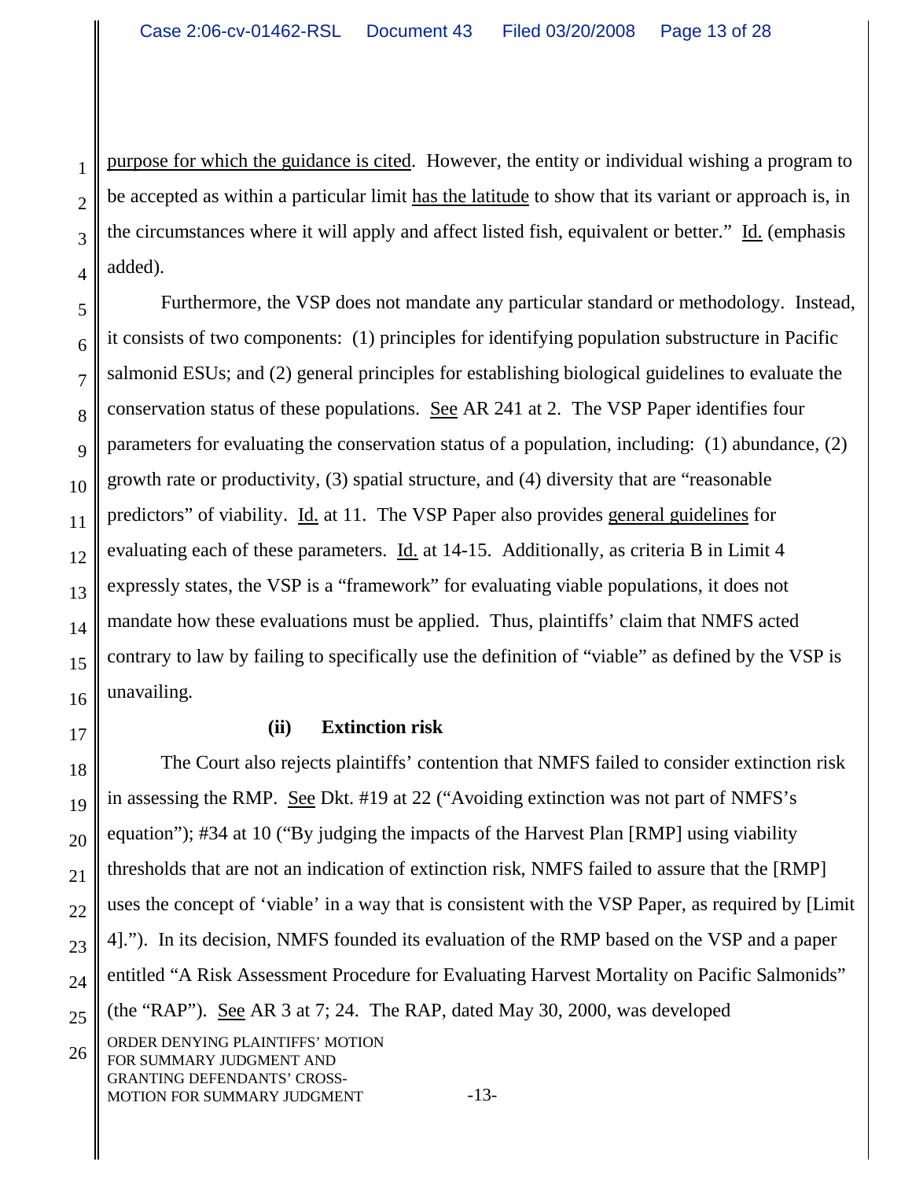purpose for which the guidance is cited. However, the entity or individual wishing a program to be accepted as within a particular limit has the latitude to show that its variant or approach is, in the circumstances where it will apply and affect listed fish, equivalent or better." Id. (emphasis added).

Furthermore, the VSP does not mandate any particular standard or methodology. Instead, it consists of two components: (1) principles for identifying population substructure in Pacific salmonid ESUs; and (2) general principles for establishing biological guidelines to evaluate the conservation status of these populations. See AR 241 at 2. The VSP Paper identifies four parameters for evaluating the conservation status of a population, including: (1) abundance, (2) growth rate or productivity, (3) spatial structure, and (4) diversity that are "reasonable predictors" of viability. Id. at 11. The VSP Paper also provides general guidelines for evaluating each of these parameters. Id. at 14-15. Additionally, as criteria B in Limit 4 expressly states, the VSP is a "framework" for evaluating viable populations, it does not mandate how these evaluations must be applied. Thus, plaintiffs' claim that NMFS acted contrary to law by failing to specifically use the definition of "viable" as defined by the VSP is unavailing.

**(ii) Extinction risk**

The Court also rejects plaintiffs' contention that NMFS failed to consider extinction risk in assessing the RMP. See Dkt. #19 at 22 ("Avoiding extinction was not part of NMFS's equation"); #34 at 10 ("By judging the impacts of the Harvest Plan [RMP] using viability thresholds that are not an indication of extinction risk, NMFS failed to assure that the [RMP] uses the concept of 'viable' in a way that is consistent with the VSP Paper, as required by [Limit 4]."). In its decision, NMFS founded its evaluation of the RMP based on the VSP and a paper entitled "A Risk Assessment Procedure for Evaluating Harvest Mortality on Pacific Salmonids" (the "RAP"). See AR 3 at 7; 24. The RAP, dated May 30, 2000, was developed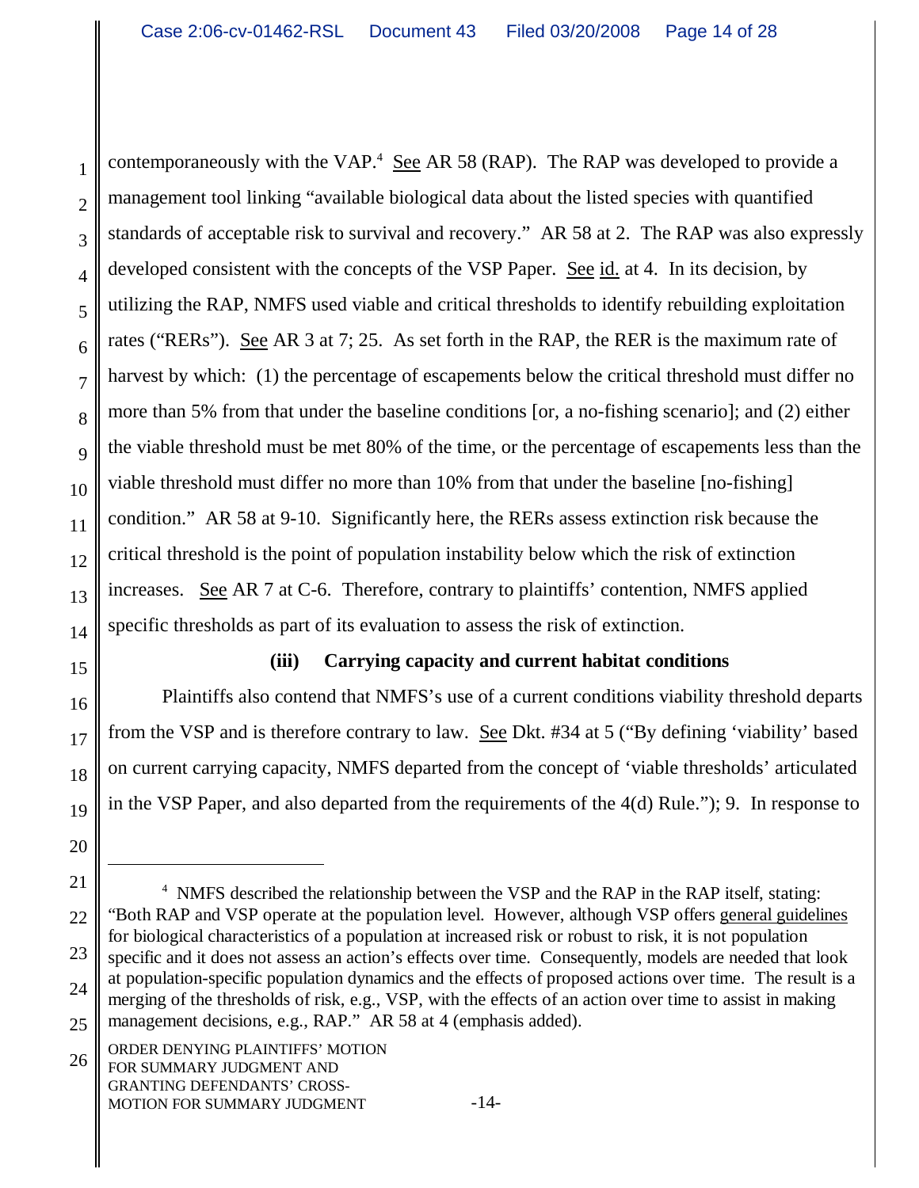contemporaneously with the VAP.[4] See AR 58 (RAP). The RAP was developed to provide a management tool linking "available biological data about the listed species with quantified standards of acceptable risk to survival and recovery." AR 58 at 2. The RAP was also expressly developed consistent with the concepts of the VSP Paper. See id. at 4. In its decision, by utilizing the RAP, NMFS used viable and critical thresholds to identify rebuilding exploitation rates ("RERs"). See AR 3 at 7; 25. As set forth in the RAP, the RER is the maximum rate of harvest by which: (1) the percentage of escapements below the critical threshold must differ no more than 5% from that under the baseline conditions [or, a no-fishing scenario]; and (2) either the viable threshold must be met 80% of the time, or the percentage of escapements less than the viable threshold must differ no more than 10% from that under the baseline [no-fishing] condition." AR 58 at 9-10. Significantly here, the RERs assess extinction risk because the critical threshold is the point of population instability below which the risk of extinction increases. See AR 7 at C-6. Therefore, contrary to plaintiffs' contention, NMFS applied specific thresholds as part of its evaluation to assess the risk of extinction.

**(iii) Carrying capacity and current habitat conditions**

Plaintiffs also contend that NMFS's use of a current conditions viability threshold departs from the VSP and is therefore contrary to law. See Dkt. #34 at 5 ("By defining 'viability' based on current carrying capacity, NMFS departed from the concept of 'viable thresholds' articulated in the VSP Paper, and also departed from the requirements of the 4(d) Rule."); 9. In response to

---

[4] NMFS described the relationship between the VSP and the RAP in the RAP itself, stating: "Both RAP and VSP operate at the population level. However, although VSP offers general guidelines for biological characteristics of a population at increased risk or robust to risk, it is not population specific and it does not assess an action's effects over time. Consequently, models are needed that look at population-specific population dynamics and the effects of proposed actions over time. The result is a merging of the thresholds of risk, e.g., VSP, with the effects of an action over time to assist in making management decisions, e.g., RAP." AR 58 at 4 (emphasis added).

ORDER DENYING PLAINTIFFS' MOTION FOR SUMMARY JUDGMENT AND GRANTING DEFENDANTS' CROSS-MOTION FOR SUMMARY JUDGMENT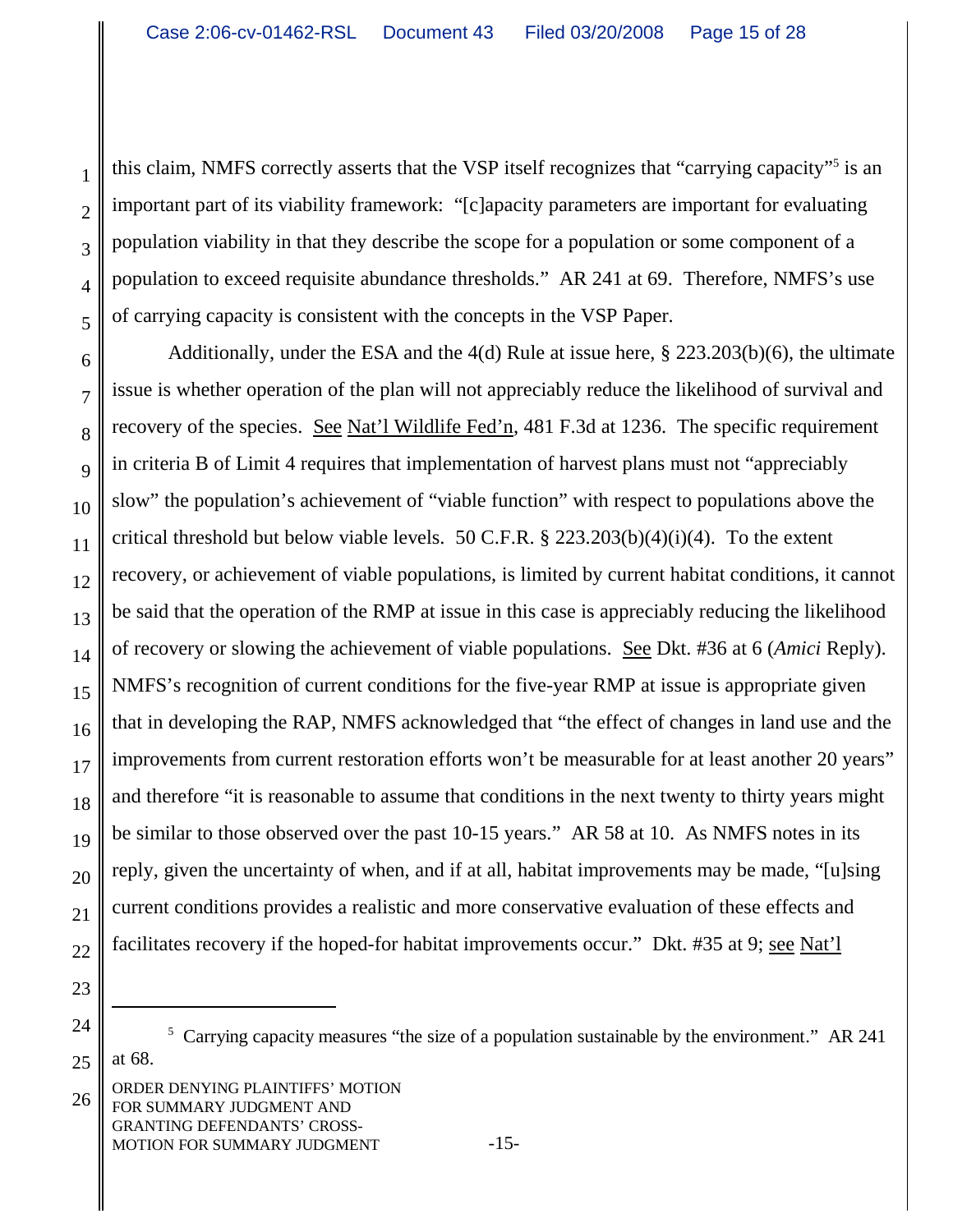this claim, NMFS correctly asserts that the VSP itself recognizes that "carrying capacity"[5] is an important part of its viability framework: "[c]apacity parameters are important for evaluating population viability in that they describe the scope for a population or some component of a population to exceed requisite abundance thresholds." AR 241 at 69. Therefore, NMFS's use of carrying capacity is consistent with the concepts in the VSP Paper.

Additionally, under the ESA and the 4(d) Rule at issue here, § 223.203(b)(6), the ultimate issue is whether operation of the plan will not appreciably reduce the likelihood of survival and recovery of the species. See Nat'l Wildlife Fed'n, 481 F.3d at 1236. The specific requirement in criteria B of Limit 4 requires that implementation of harvest plans must not "appreciably slow" the population's achievement of "viable function" with respect to populations above the critical threshold but below viable levels. 50 C.F.R. § 223.203(b)(4)(i)(4). To the extent recovery, or achievement of viable populations, is limited by current habitat conditions, it cannot be said that the operation of the RMP at issue in this case is appreciably reducing the likelihood of recovery or slowing the achievement of viable populations. See Dkt. #36 at 6 (*Amici* Reply). NMFS's recognition of current conditions for the five-year RMP at issue is appropriate given that in developing the RAP, NMFS acknowledged that "the effect of changes in land use and the improvements from current restoration efforts won't be measurable for at least another 20 years" and therefore "it is reasonable to assume that conditions in the next twenty to thirty years might be similar to those observed over the past 10-15 years." AR 58 at 10. As NMFS notes in its reply, given the uncertainty of when, and if at all, habitat improvements may be made, "[u]sing current conditions provides a realistic and more conservative evaluation of these effects and facilitates recovery if the hoped-for habitat improvements occur." Dkt. #35 at 9; see Nat'l

---

[5] Carrying capacity measures "the size of a population sustainable by the environment." AR 241 at 68.

ORDER DENYING PLAINTIFFS' MOTION FOR SUMMARY JUDGMENT AND GRANTING DEFENDANTS' CROSS-MOTION FOR SUMMARY JUDGMENT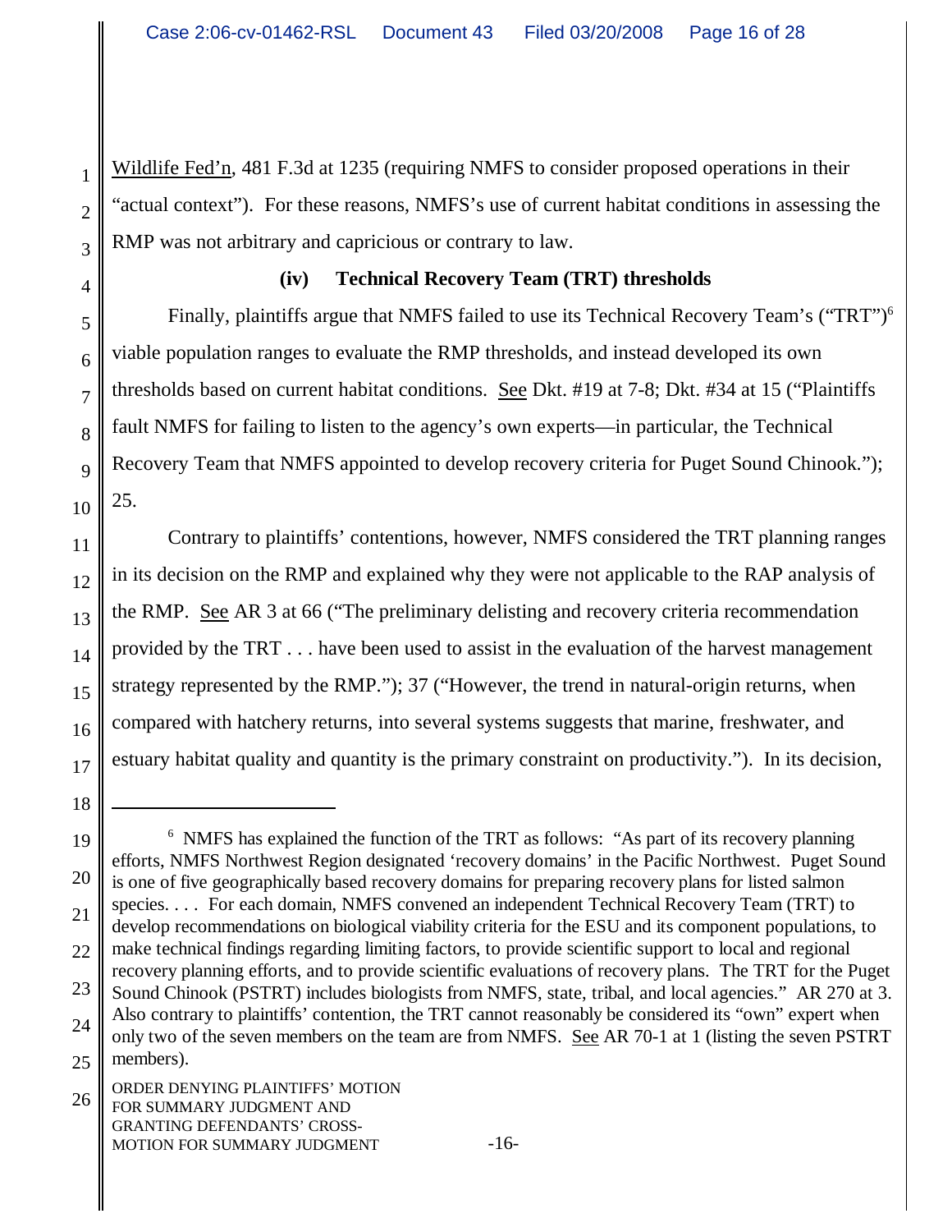Wildlife Fed'n, 481 F.3d at 1235 (requiring NMFS to consider proposed operations in their "actual context"). For these reasons, NMFS's use of current habitat conditions in assessing the RMP was not arbitrary and capricious or contrary to law.

**(iv) Technical Recovery Team (TRT) thresholds**

Finally, plaintiffs argue that NMFS failed to use its Technical Recovery Team's ("TRT")[6] viable population ranges to evaluate the RMP thresholds, and instead developed its own thresholds based on current habitat conditions. See Dkt. #19 at 7-8; Dkt. #34 at 15 ("Plaintiffs fault NMFS for failing to listen to the agency's own experts—in particular, the Technical Recovery Team that NMFS appointed to develop recovery criteria for Puget Sound Chinook."); 25.

Contrary to plaintiffs' contentions, however, NMFS considered the TRT planning ranges in its decision on the RMP and explained why they were not applicable to the RAP analysis of the RMP. See AR 3 at 66 ("The preliminary delisting and recovery criteria recommendation provided by the TRT . . . have been used to assist in the evaluation of the harvest management strategy represented by the RMP."); 37 ("However, the trend in natural-origin returns, when compared with hatchery returns, into several systems suggests that marine, freshwater, and estuary habitat quality and quantity is the primary constraint on productivity."). In its decision,

---

[6] NMFS has explained the function of the TRT as follows: "As part of its recovery planning efforts, NMFS Northwest Region designated 'recovery domains' in the Pacific Northwest. Puget Sound is one of five geographically based recovery domains for preparing recovery plans for listed salmon species. . . . For each domain, NMFS convened an independent Technical Recovery Team (TRT) to develop recommendations on biological viability criteria for the ESU and its component populations, to make technical findings regarding limiting factors, to provide scientific support to local and regional recovery planning efforts, and to provide scientific evaluations of recovery plans. The TRT for the Puget Sound Chinook (PSTRT) includes biologists from NMFS, state, tribal, and local agencies." AR 270 at 3. Also contrary to plaintiffs' contention, the TRT cannot reasonably be considered its "own" expert when only two of the seven members on the team are from NMFS. See AR 70-1 at 1 (listing the seven PSTRT members).

ORDER DENYING PLAINTIFFS' MOTION FOR SUMMARY JUDGMENT AND GRANTING DEFENDANTS' CROSS-MOTION FOR SUMMARY JUDGMENT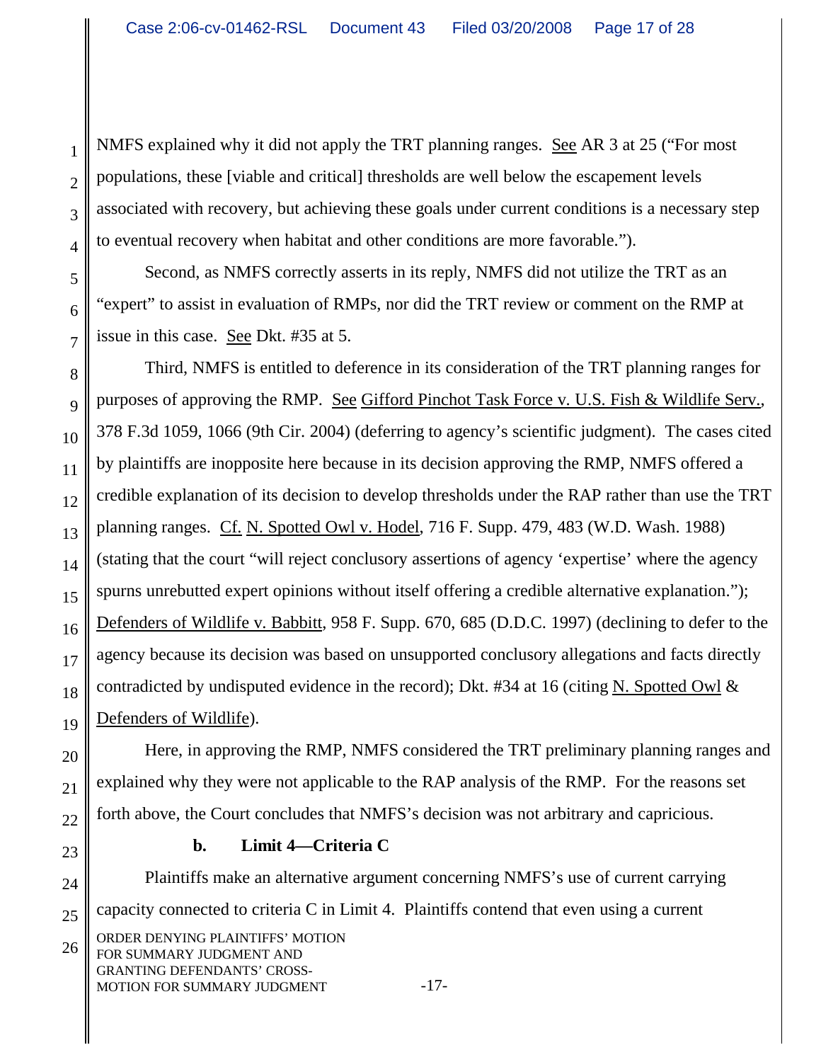NMFS explained why it did not apply the TRT planning ranges. See AR 3 at 25 ("For most populations, these [viable and critical] thresholds are well below the escapement levels associated with recovery, but achieving these goals under current conditions is a necessary step to eventual recovery when habitat and other conditions are more favorable.").

Second, as NMFS correctly asserts in its reply, NMFS did not utilize the TRT as an "expert" to assist in evaluation of RMPs, nor did the TRT review or comment on the RMP at issue in this case. See Dkt. #35 at 5.

Third, NMFS is entitled to deference in its consideration of the TRT planning ranges for purposes of approving the RMP. See Gifford Pinchot Task Force v. U.S. Fish & Wildlife Serv., 378 F.3d 1059, 1066 (9th Cir. 2004) (deferring to agency's scientific judgment). The cases cited by plaintiffs are inopposite here because in its decision approving the RMP, NMFS offered a credible explanation of its decision to develop thresholds under the RAP rather than use the TRT planning ranges. Cf. N. Spotted Owl v. Hodel, 716 F. Supp. 479, 483 (W.D. Wash. 1988) (stating that the court "will reject conclusory assertions of agency 'expertise' where the agency spurns unrebutted expert opinions without itself offering a credible alternative explanation."); Defenders of Wildlife v. Babbitt, 958 F. Supp. 670, 685 (D.D.C. 1997) (declining to defer to the agency because its decision was based on unsupported conclusory allegations and facts directly contradicted by undisputed evidence in the record); Dkt. #34 at 16 (citing N. Spotted Owl & Defenders of Wildlife).

Here, in approving the RMP, NMFS considered the TRT preliminary planning ranges and explained why they were not applicable to the RAP analysis of the RMP. For the reasons set forth above, the Court concludes that NMFS's decision was not arbitrary and capricious.

**b. Limit 4—Criteria C**

Plaintiffs make an alternative argument concerning NMFS's use of current carrying capacity connected to criteria C in Limit 4. Plaintiffs contend that even using a current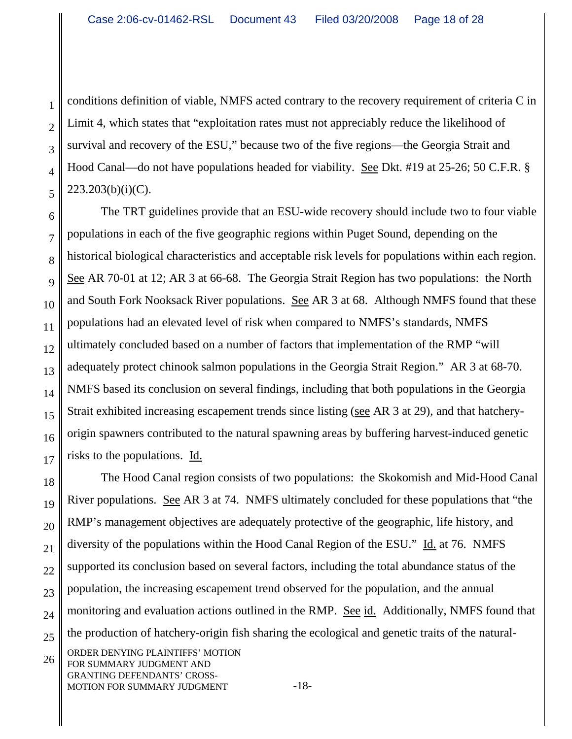conditions definition of viable, NMFS acted contrary to the recovery requirement of criteria C in Limit 4, which states that "exploitation rates must not appreciably reduce the likelihood of survival and recovery of the ESU," because two of the five regions—the Georgia Strait and Hood Canal—do not have populations headed for viability. See Dkt. #19 at 25-26; 50 C.F.R. § 223.203(b)(i)(C).

The TRT guidelines provide that an ESU-wide recovery should include two to four viable populations in each of the five geographic regions within Puget Sound, depending on the historical biological characteristics and acceptable risk levels for populations within each region. See AR 70-01 at 12; AR 3 at 66-68. The Georgia Strait Region has two populations: the North and South Fork Nooksack River populations. See AR 3 at 68. Although NMFS found that these populations had an elevated level of risk when compared to NMFS's standards, NMFS ultimately concluded based on a number of factors that implementation of the RMP "will adequately protect chinook salmon populations in the Georgia Strait Region." AR 3 at 68-70. NMFS based its conclusion on several findings, including that both populations in the Georgia Strait exhibited increasing escapement trends since listing (see AR 3 at 29), and that hatchery-origin spawners contributed to the natural spawning areas by buffering harvest-induced genetic risks to the populations. Id.

The Hood Canal region consists of two populations: the Skokomish and Mid-Hood Canal River populations. See AR 3 at 74. NMFS ultimately concluded for these populations that "the RMP's management objectives are adequately protective of the geographic, life history, and diversity of the populations within the Hood Canal Region of the ESU." Id. at 76. NMFS supported its conclusion based on several factors, including the total abundance status of the population, the increasing escapement trend observed for the population, and the annual monitoring and evaluation actions outlined in the RMP. See id. Additionally, NMFS found that the production of hatchery-origin fish sharing the ecological and genetic traits of the natural-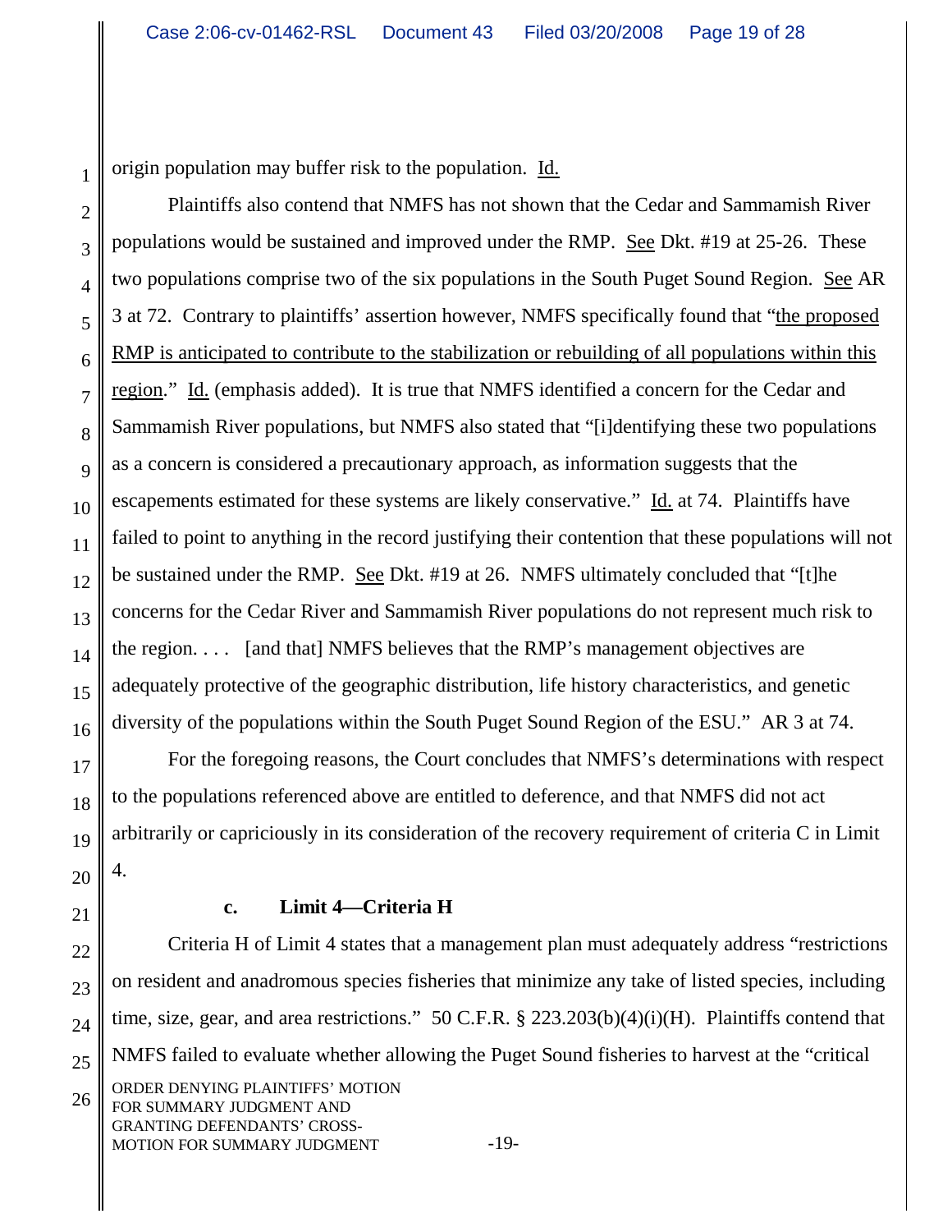origin population may buffer risk to the population. Id.

Plaintiffs also contend that NMFS has not shown that the Cedar and Sammamish River populations would be sustained and improved under the RMP. See Dkt. #19 at 25-26. These two populations comprise two of the six populations in the South Puget Sound Region. See AR 3 at 72. Contrary to plaintiffs' assertion however, NMFS specifically found that "the proposed RMP is anticipated to contribute to the stabilization or rebuilding of all populations within this region." Id. (emphasis added). It is true that NMFS identified a concern for the Cedar and Sammamish River populations, but NMFS also stated that "[i]dentifying these two populations as a concern is considered a precautionary approach, as information suggests that the escapements estimated for these systems are likely conservative." Id. at 74. Plaintiffs have failed to point to anything in the record justifying their contention that these populations will not be sustained under the RMP. See Dkt. #19 at 26. NMFS ultimately concluded that "[t]he concerns for the Cedar River and Sammamish River populations do not represent much risk to the region. . . . [and that] NMFS believes that the RMP's management objectives are adequately protective of the geographic distribution, life history characteristics, and genetic diversity of the populations within the South Puget Sound Region of the ESU." AR 3 at 74.

For the foregoing reasons, the Court concludes that NMFS's determinations with respect to the populations referenced above are entitled to deference, and that NMFS did not act arbitrarily or capriciously in its consideration of the recovery requirement of criteria C in Limit 4.

#### c. Limit 4—Criteria H

Criteria H of Limit 4 states that a management plan must adequately address "restrictions on resident and anadromous species fisheries that minimize any take of listed species, including time, size, gear, and area restrictions." 50 C.F.R. § 223.203(b)(4)(i)(H). Plaintiffs contend that NMFS failed to evaluate whether allowing the Puget Sound fisheries to harvest at the "critical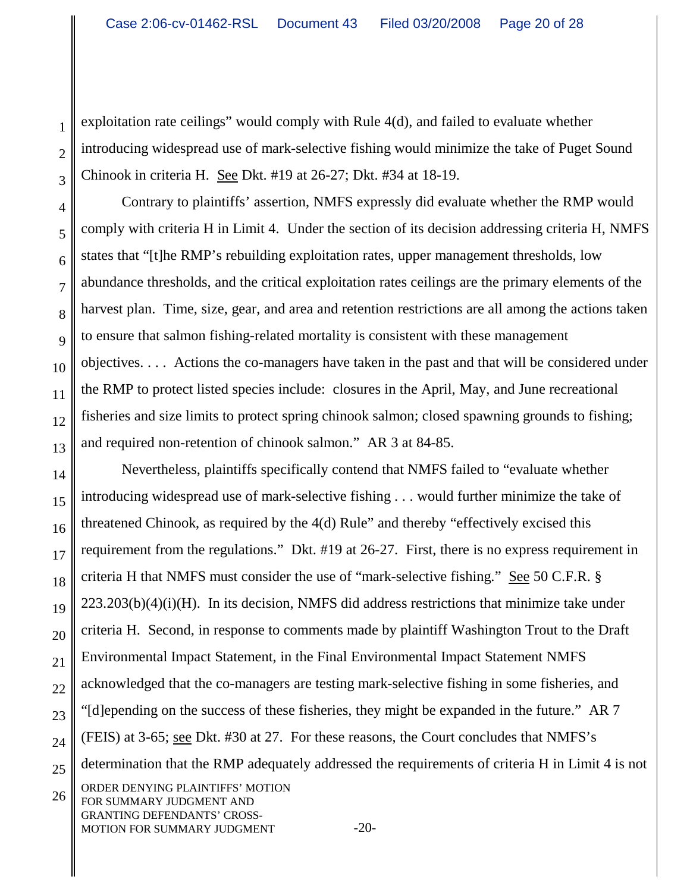exploitation rate ceilings" would comply with Rule 4(d), and failed to evaluate whether introducing widespread use of mark-selective fishing would minimize the take of Puget Sound Chinook in criteria H. See Dkt. #19 at 26-27; Dkt. #34 at 18-19.

Contrary to plaintiffs' assertion, NMFS expressly did evaluate whether the RMP would comply with criteria H in Limit 4. Under the section of its decision addressing criteria H, NMFS states that "[t]he RMP's rebuilding exploitation rates, upper management thresholds, low abundance thresholds, and the critical exploitation rates ceilings are the primary elements of the harvest plan. Time, size, gear, and area and retention restrictions are all among the actions taken to ensure that salmon fishing-related mortality is consistent with these management objectives. . . . Actions the co-managers have taken in the past and that will be considered under the RMP to protect listed species include: closures in the April, May, and June recreational fisheries and size limits to protect spring chinook salmon; closed spawning grounds to fishing; and required non-retention of chinook salmon." AR 3 at 84-85.

Nevertheless, plaintiffs specifically contend that NMFS failed to "evaluate whether introducing widespread use of mark-selective fishing . . . would further minimize the take of threatened Chinook, as required by the 4(d) Rule" and thereby "effectively excised this requirement from the regulations." Dkt. #19 at 26-27. First, there is no express requirement in criteria H that NMFS must consider the use of "mark-selective fishing." See 50 C.F.R. § 223.203(b)(4)(i)(H). In its decision, NMFS did address restrictions that minimize take under criteria H. Second, in response to comments made by plaintiff Washington Trout to the Draft Environmental Impact Statement, in the Final Environmental Impact Statement NMFS acknowledged that the co-managers are testing mark-selective fishing in some fisheries, and "[d]epending on the success of these fisheries, they might be expanded in the future." AR 7 (FEIS) at 3-65; see Dkt. #30 at 27. For these reasons, the Court concludes that NMFS's determination that the RMP adequately addressed the requirements of criteria H in Limit 4 is not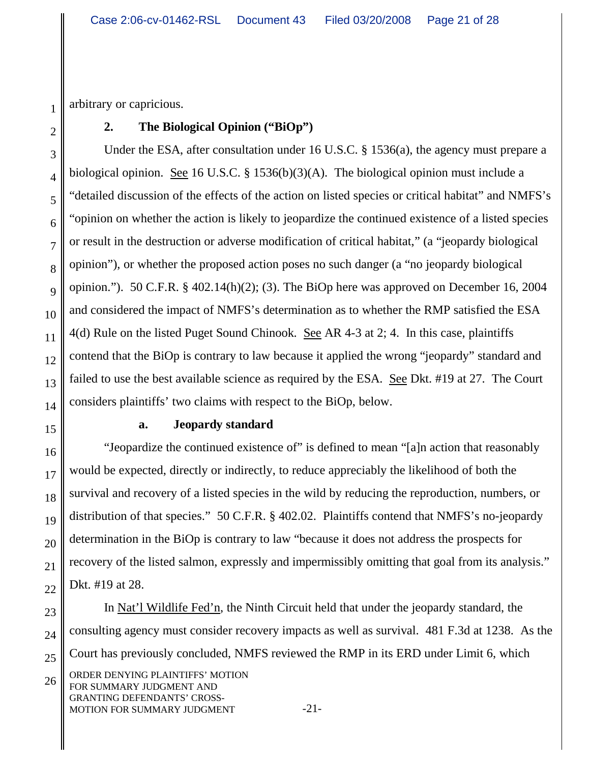arbitrary or capricious.

### 2. The Biological Opinion ("BiOp")

Under the ESA, after consultation under 16 U.S.C. § 1536(a), the agency must prepare a biological opinion. See 16 U.S.C. § 1536(b)(3)(A). The biological opinion must include a "detailed discussion of the effects of the action on listed species or critical habitat" and NMFS's "opinion on whether the action is likely to jeopardize the continued existence of a listed species or result in the destruction or adverse modification of critical habitat," (a "jeopardy biological opinion"), or whether the proposed action poses no such danger (a "no jeopardy biological opinion."). 50 C.F.R. § 402.14(h)(2); (3). The BiOp here was approved on December 16, 2004 and considered the impact of NMFS's determination as to whether the RMP satisfied the ESA 4(d) Rule on the listed Puget Sound Chinook. See AR 4-3 at 2; 4. In this case, plaintiffs contend that the BiOp is contrary to law because it applied the wrong "jeopardy" standard and failed to use the best available science as required by the ESA. See Dkt. #19 at 27. The Court considers plaintiffs' two claims with respect to the BiOp, below.

#### a. Jeopardy standard

"Jeopardize the continued existence of" is defined to mean "[a]n action that reasonably would be expected, directly or indirectly, to reduce appreciably the likelihood of both the survival and recovery of a listed species in the wild by reducing the reproduction, numbers, or distribution of that species." 50 C.F.R. § 402.02. Plaintiffs contend that NMFS's no-jeopardy determination in the BiOp is contrary to law "because it does not address the prospects for recovery of the listed salmon, expressly and impermissibly omitting that goal from its analysis." Dkt. #19 at 28.

In Nat'l Wildlife Fed'n, the Ninth Circuit held that under the jeopardy standard, the consulting agency must consider recovery impacts as well as survival. 481 F.3d at 1238. As the Court has previously concluded, NMFS reviewed the RMP in its ERD under Limit 6, which

ORDER DENYING PLAINTIFFS' MOTION FOR SUMMARY JUDGMENT AND GRANTING DEFENDANTS' CROSS-MOTION FOR SUMMARY JUDGMENT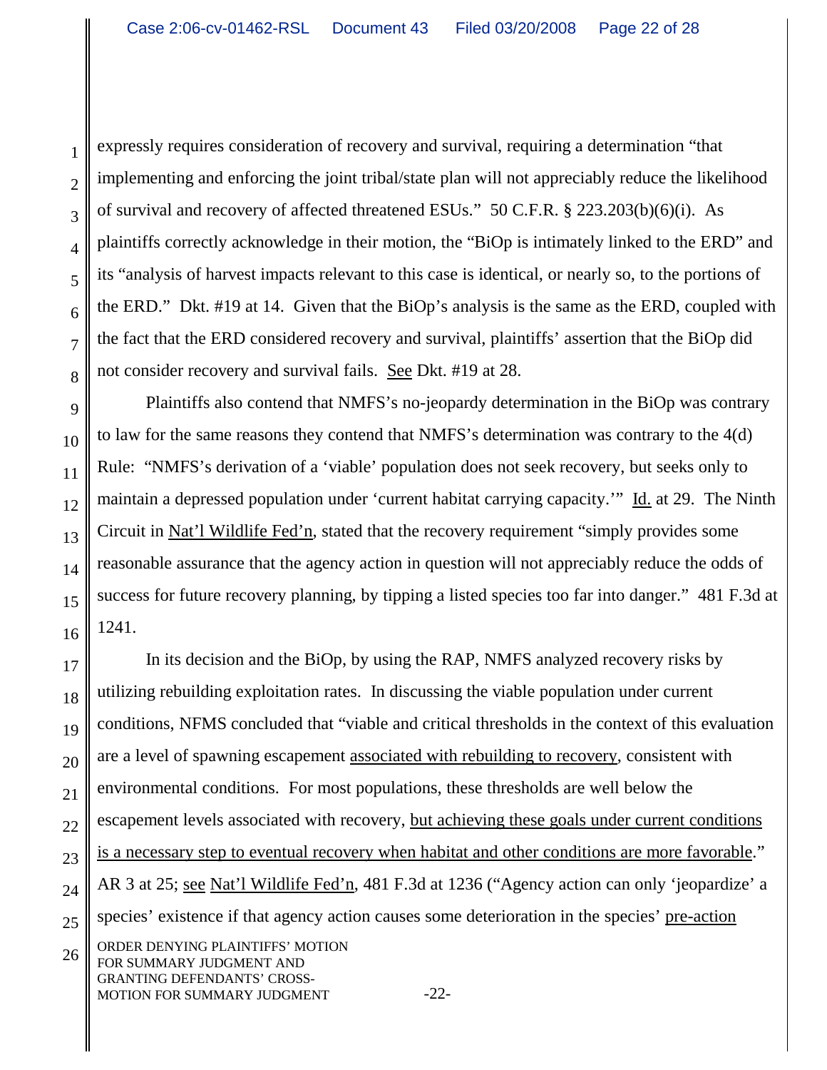expressly requires consideration of recovery and survival, requiring a determination "that implementing and enforcing the joint tribal/state plan will not appreciably reduce the likelihood of survival and recovery of affected threatened ESUs." 50 C.F.R. § 223.203(b)(6)(i). As plaintiffs correctly acknowledge in their motion, the "BiOp is intimately linked to the ERD" and its "analysis of harvest impacts relevant to this case is identical, or nearly so, to the portions of the ERD." Dkt. #19 at 14. Given that the BiOp's analysis is the same as the ERD, coupled with the fact that the ERD considered recovery and survival, plaintiffs' assertion that the BiOp did not consider recovery and survival fails. See Dkt. #19 at 28.

Plaintiffs also contend that NMFS's no-jeopardy determination in the BiOp was contrary to law for the same reasons they contend that NMFS's determination was contrary to the 4(d) Rule: "NMFS's derivation of a 'viable' population does not seek recovery, but seeks only to maintain a depressed population under 'current habitat carrying capacity.'" Id. at 29. The Ninth Circuit in Nat'l Wildlife Fed'n, stated that the recovery requirement "simply provides some reasonable assurance that the agency action in question will not appreciably reduce the odds of success for future recovery planning, by tipping a listed species too far into danger." 481 F.3d at 1241.

In its decision and the BiOp, by using the RAP, NMFS analyzed recovery risks by utilizing rebuilding exploitation rates. In discussing the viable population under current conditions, NFMS concluded that "viable and critical thresholds in the context of this evaluation are a level of spawning escapement associated with rebuilding to recovery, consistent with environmental conditions. For most populations, these thresholds are well below the escapement levels associated with recovery, but achieving these goals under current conditions is a necessary step to eventual recovery when habitat and other conditions are more favorable." AR 3 at 25; see Nat'l Wildlife Fed'n, 481 F.3d at 1236 ("Agency action can only 'jeopardize' a species' existence if that agency action causes some deterioration in the species' pre-action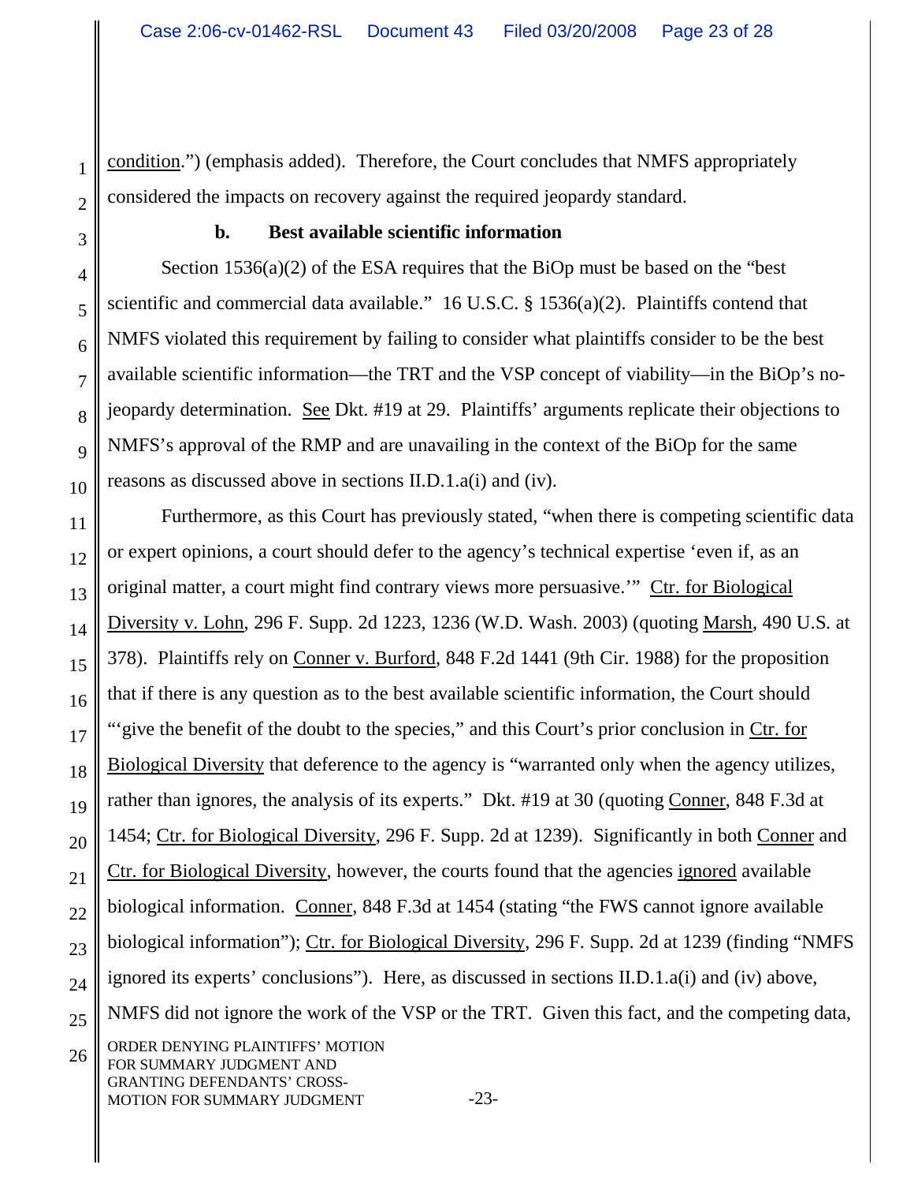condition.") (emphasis added). Therefore, the Court concludes that NMFS appropriately considered the impacts on recovery against the required jeopardy standard.

**b. Best available scientific information**

Section 1536(a)(2) of the ESA requires that the BiOp must be based on the "best scientific and commercial data available." 16 U.S.C. § 1536(a)(2). Plaintiffs contend that NMFS violated this requirement by failing to consider what plaintiffs consider to be the best available scientific information—the TRT and the VSP concept of viability—in the BiOp's no-jeopardy determination. See Dkt. #19 at 29. Plaintiffs' arguments replicate their objections to NMFS's approval of the RMP and are unavailing in the context of the BiOp for the same reasons as discussed above in sections II.D.1.a(i) and (iv).

Furthermore, as this Court has previously stated, "when there is competing scientific data or expert opinions, a court should defer to the agency's technical expertise 'even if, as an original matter, a court might find contrary views more persuasive.'" Ctr. for Biological Diversity v. Lohn, 296 F. Supp. 2d 1223, 1236 (W.D. Wash. 2003) (quoting Marsh, 490 U.S. at 378). Plaintiffs rely on Conner v. Burford, 848 F.2d 1441 (9th Cir. 1988) for the proposition that if there is any question as to the best available scientific information, the Court should "'give the benefit of the doubt to the species," and this Court's prior conclusion in Ctr. for Biological Diversity that deference to the agency is "warranted only when the agency utilizes, rather than ignores, the analysis of its experts." Dkt. #19 at 30 (quoting Conner, 848 F.3d at 1454; Ctr. for Biological Diversity, 296 F. Supp. 2d at 1239). Significantly in both Conner and Ctr. for Biological Diversity, however, the courts found that the agencies ignored available biological information. Conner, 848 F.3d at 1454 (stating "the FWS cannot ignore available biological information"); Ctr. for Biological Diversity, 296 F. Supp. 2d at 1239 (finding "NMFS ignored its experts' conclusions"). Here, as discussed in sections II.D.1.a(i) and (iv) above, NMFS did not ignore the work of the VSP or the TRT. Given this fact, and the competing data,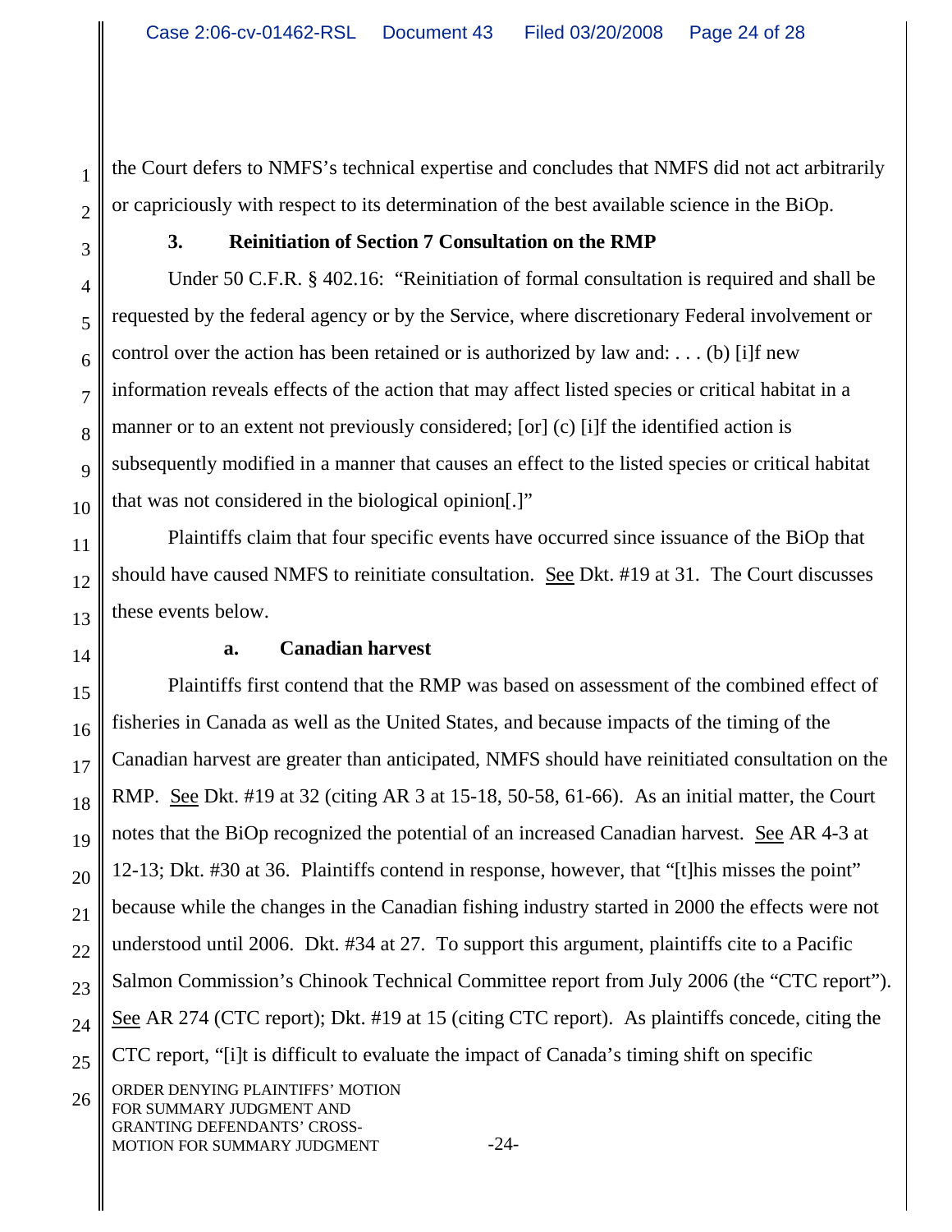the Court defers to NMFS's technical expertise and concludes that NMFS did not act arbitrarily or capriciously with respect to its determination of the best available science in the BiOp.

### 3. Reinitiation of Section 7 Consultation on the RMP

Under 50 C.F.R. § 402.16: "Reinitiation of formal consultation is required and shall be requested by the federal agency or by the Service, where discretionary Federal involvement or control over the action has been retained or is authorized by law and: . . . (b) [i]f new information reveals effects of the action that may affect listed species or critical habitat in a manner or to an extent not previously considered; [or] (c) [i]f the identified action is subsequently modified in a manner that causes an effect to the listed species or critical habitat that was not considered in the biological opinion[.]"

Plaintiffs claim that four specific events have occurred since issuance of the BiOp that should have caused NMFS to reinitiate consultation. See Dkt. #19 at 31. The Court discusses these events below.

#### a. Canadian harvest

Plaintiffs first contend that the RMP was based on assessment of the combined effect of fisheries in Canada as well as the United States, and because impacts of the timing of the Canadian harvest are greater than anticipated, NMFS should have reinitiated consultation on the RMP. See Dkt. #19 at 32 (citing AR 3 at 15-18, 50-58, 61-66). As an initial matter, the Court notes that the BiOp recognized the potential of an increased Canadian harvest. See AR 4-3 at 12-13; Dkt. #30 at 36. Plaintiffs contend in response, however, that "[t]his misses the point" because while the changes in the Canadian fishing industry started in 2000 the effects were not understood until 2006. Dkt. #34 at 27. To support this argument, plaintiffs cite to a Pacific Salmon Commission's Chinook Technical Committee report from July 2006 (the "CTC report"). See AR 274 (CTC report); Dkt. #19 at 15 (citing CTC report). As plaintiffs concede, citing the CTC report, "[i]t is difficult to evaluate the impact of Canada's timing shift on specific

ORDER DENYING PLAINTIFFS' MOTION FOR SUMMARY JUDGMENT AND GRANTING DEFENDANTS' CROSS-MOTION FOR SUMMARY JUDGMENT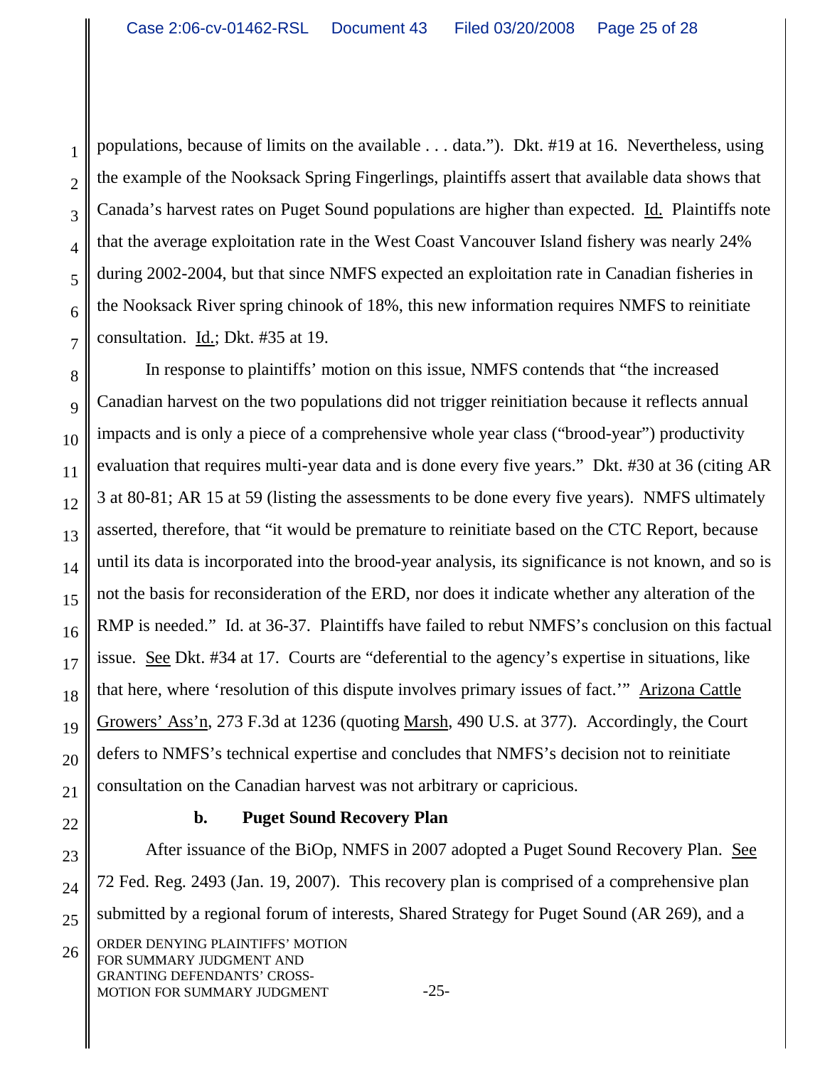populations, because of limits on the available . . . data."). Dkt. #19 at 16. Nevertheless, using the example of the Nooksack Spring Fingerlings, plaintiffs assert that available data shows that Canada's harvest rates on Puget Sound populations are higher than expected. Id. Plaintiffs note that the average exploitation rate in the West Coast Vancouver Island fishery was nearly 24% during 2002-2004, but that since NMFS expected an exploitation rate in Canadian fisheries in the Nooksack River spring chinook of 18%, this new information requires NMFS to reinitiate consultation. Id.; Dkt. #35 at 19.

In response to plaintiffs' motion on this issue, NMFS contends that "the increased Canadian harvest on the two populations did not trigger reinitiation because it reflects annual impacts and is only a piece of a comprehensive whole year class ("brood-year") productivity evaluation that requires multi-year data and is done every five years." Dkt. #30 at 36 (citing AR 3 at 80-81; AR 15 at 59 (listing the assessments to be done every five years). NMFS ultimately asserted, therefore, that "it would be premature to reinitiate based on the CTC Report, because until its data is incorporated into the brood-year analysis, its significance is not known, and so is not the basis for reconsideration of the ERD, nor does it indicate whether any alteration of the RMP is needed." Id. at 36-37. Plaintiffs have failed to rebut NMFS's conclusion on this factual issue. See Dkt. #34 at 17. Courts are "deferential to the agency's expertise in situations, like that here, where 'resolution of this dispute involves primary issues of fact.'" Arizona Cattle Growers' Ass'n, 273 F.3d at 1236 (quoting Marsh, 490 U.S. at 377). Accordingly, the Court defers to NMFS's technical expertise and concludes that NMFS's decision not to reinitiate consultation on the Canadian harvest was not arbitrary or capricious.

**b. Puget Sound Recovery Plan**

After issuance of the BiOp, NMFS in 2007 adopted a Puget Sound Recovery Plan. See 72 Fed. Reg. 2493 (Jan. 19, 2007). This recovery plan is comprised of a comprehensive plan submitted by a regional forum of interests, Shared Strategy for Puget Sound (AR 269), and a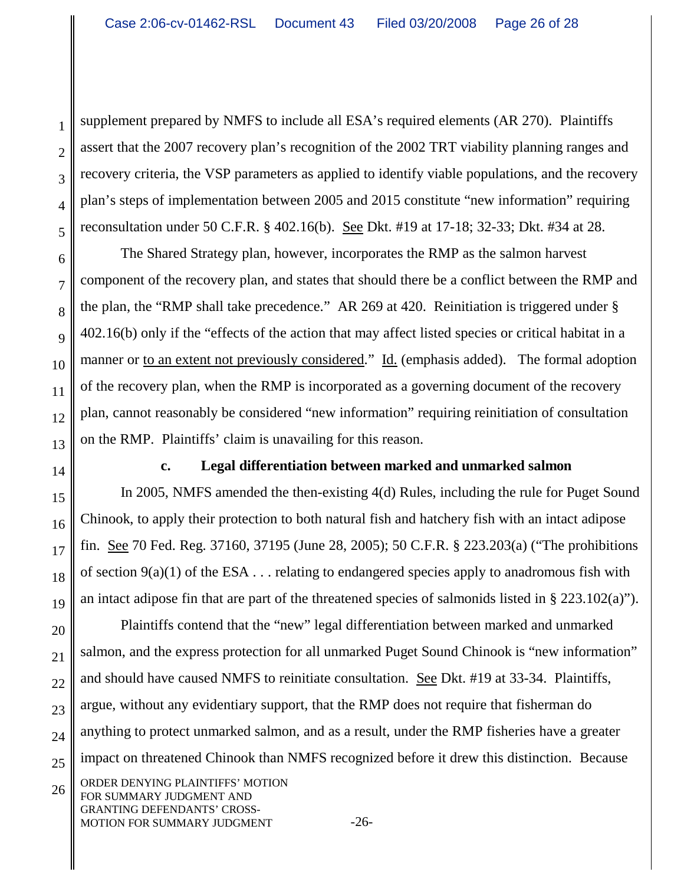supplement prepared by NMFS to include all ESA's required elements (AR 270). Plaintiffs assert that the 2007 recovery plan's recognition of the 2002 TRT viability planning ranges and recovery criteria, the VSP parameters as applied to identify viable populations, and the recovery plan's steps of implementation between 2005 and 2015 constitute "new information" requiring reconsultation under 50 C.F.R. § 402.16(b). See Dkt. #19 at 17-18; 32-33; Dkt. #34 at 28.

The Shared Strategy plan, however, incorporates the RMP as the salmon harvest component of the recovery plan, and states that should there be a conflict between the RMP and the plan, the "RMP shall take precedence." AR 269 at 420. Reinitiation is triggered under § 402.16(b) only if the "effects of the action that may affect listed species or critical habitat in a manner or to an extent not previously considered." Id. (emphasis added). The formal adoption of the recovery plan, when the RMP is incorporated as a governing document of the recovery plan, cannot reasonably be considered "new information" requiring reinitiation of consultation on the RMP. Plaintiffs' claim is unavailing for this reason.

**c. Legal differentiation between marked and unmarked salmon**

In 2005, NMFS amended the then-existing 4(d) Rules, including the rule for Puget Sound Chinook, to apply their protection to both natural fish and hatchery fish with an intact adipose fin. See 70 Fed. Reg. 37160, 37195 (June 28, 2005); 50 C.F.R. § 223.203(a) ("The prohibitions of section 9(a)(1) of the ESA . . . relating to endangered species apply to anadromous fish with an intact adipose fin that are part of the threatened species of salmonids listed in § 223.102(a)").

Plaintiffs contend that the "new" legal differentiation between marked and unmarked salmon, and the express protection for all unmarked Puget Sound Chinook is "new information" and should have caused NMFS to reinitiate consultation. See Dkt. #19 at 33-34. Plaintiffs, argue, without any evidentiary support, that the RMP does not require that fisherman do anything to protect unmarked salmon, and as a result, under the RMP fisheries have a greater impact on threatened Chinook than NMFS recognized before it drew this distinction. Because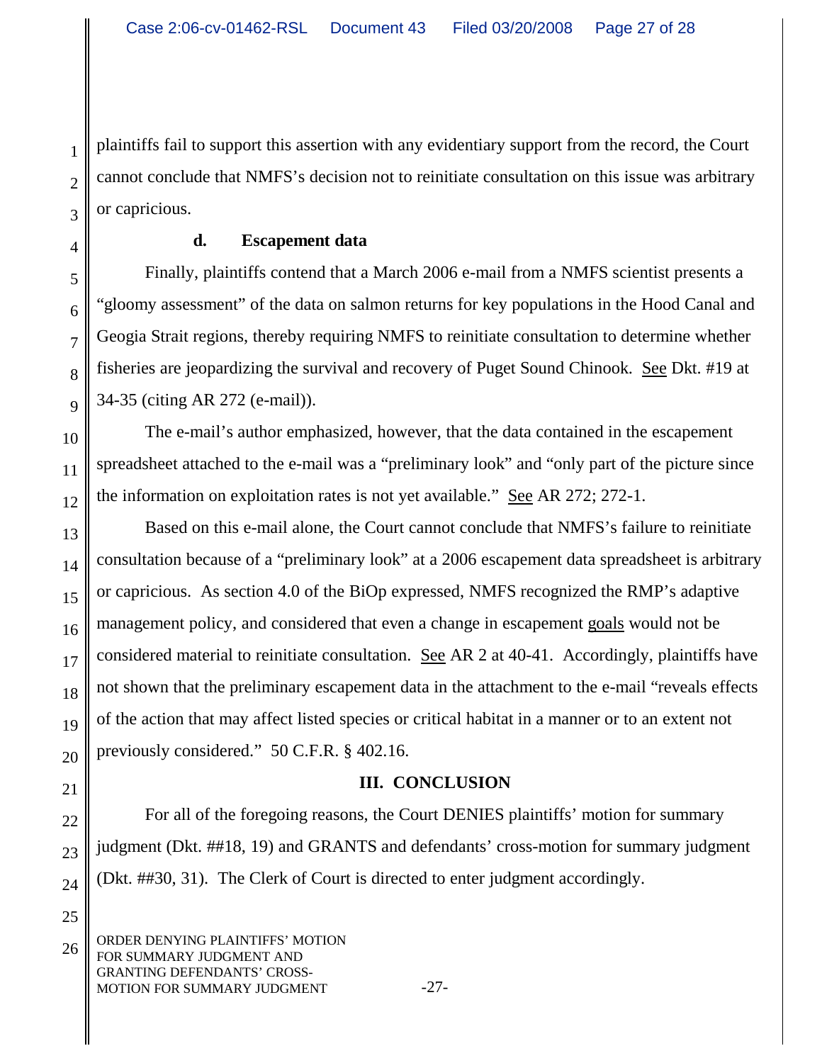plaintiffs fail to support this assertion with any evidentiary support from the record, the Court cannot conclude that NMFS's decision not to reinitiate consultation on this issue was arbitrary or capricious.

**d. Escapement data**

Finally, plaintiffs contend that a March 2006 e-mail from a NMFS scientist presents a "gloomy assessment" of the data on salmon returns for key populations in the Hood Canal and Geogia Strait regions, thereby requiring NMFS to reinitiate consultation to determine whether fisheries are jeopardizing the survival and recovery of Puget Sound Chinook. See Dkt. #19 at 34-35 (citing AR 272 (e-mail)).

The e-mail's author emphasized, however, that the data contained in the escapement spreadsheet attached to the e-mail was a "preliminary look" and "only part of the picture since the information on exploitation rates is not yet available." See AR 272; 272-1.

Based on this e-mail alone, the Court cannot conclude that NMFS's failure to reinitiate consultation because of a "preliminary look" at a 2006 escapement data spreadsheet is arbitrary or capricious. As section 4.0 of the BiOp expressed, NMFS recognized the RMP's adaptive management policy, and considered that even a change in escapement goals would not be considered material to reinitiate consultation. See AR 2 at 40-41. Accordingly, plaintiffs have not shown that the preliminary escapement data in the attachment to the e-mail "reveals effects of the action that may affect listed species or critical habitat in a manner or to an extent not previously considered." 50 C.F.R. § 402.16.

## III. CONCLUSION

For all of the foregoing reasons, the Court DENIES plaintiffs' motion for summary judgment (Dkt. ##18, 19) and GRANTS and defendants' cross-motion for summary judgment (Dkt. ##30, 31). The Clerk of Court is directed to enter judgment accordingly.

ORDER DENYING PLAINTIFFS' MOTION FOR SUMMARY JUDGMENT AND GRANTING DEFENDANTS' CROSS-MOTION FOR SUMMARY JUDGMENT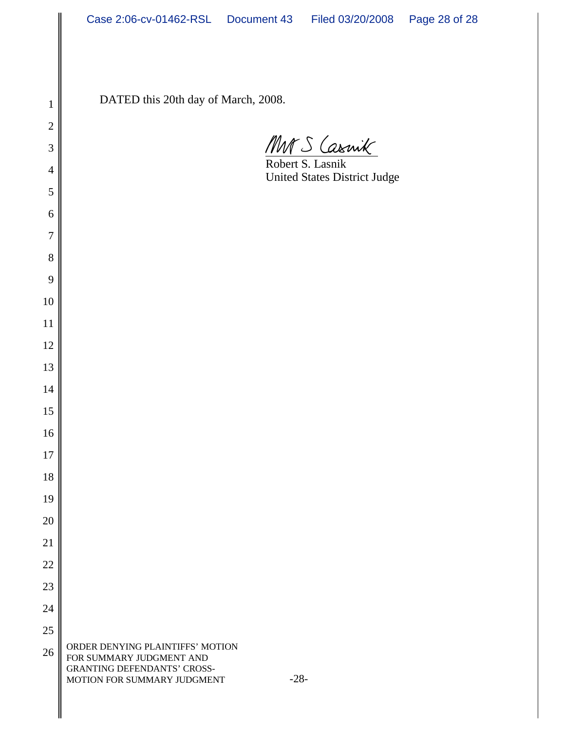DATED this 20th day of March, 2008.

Robert S. Lasnik
United States District Judge